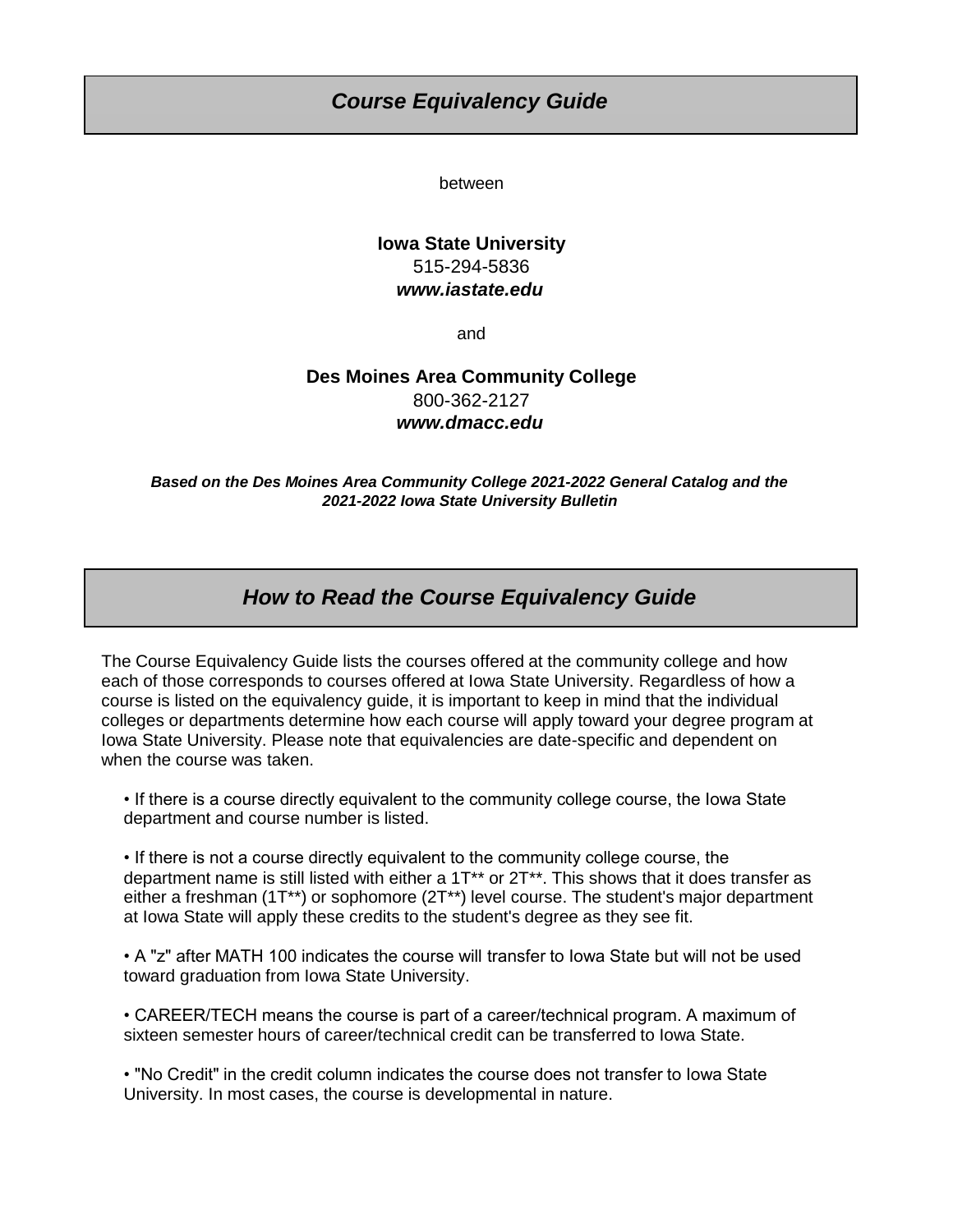# *Course Equivalency Guide*

between

**Iowa State University**
515-294-5836
***www.iastate.edu***

and

**Des Moines Area Community College**
800-362-2127
***www.dmacc.edu***

***Based on the Des Moines Area Community College 2021-2022 General Catalog and the 2021-2022 Iowa State University Bulletin***

## *How to Read the Course Equivalency Guide*

The Course Equivalency Guide lists the courses offered at the community college and how each of those corresponds to courses offered at Iowa State University. Regardless of how a course is listed on the equivalency guide, it is important to keep in mind that the individual colleges or departments determine how each course will apply toward your degree program at Iowa State University. Please note that equivalencies are date-specific and dependent on when the course was taken.

- If there is a course directly equivalent to the community college course, the Iowa State department and course number is listed.

- If there is not a course directly equivalent to the community college course, the department name is still listed with either a 1T** or 2T**. This shows that it does transfer as either a freshman (1T**) or sophomore (2T**) level course. The student's major department at Iowa State will apply these credits to the student's degree as they see fit.

- A "z" after MATH 100 indicates the course will transfer to Iowa State but will not be used toward graduation from Iowa State University.

- CAREER/TECH means the course is part of a career/technical program. A maximum of sixteen semester hours of career/technical credit can be transferred to Iowa State.

- "No Credit" in the credit column indicates the course does not transfer to Iowa State University. In most cases, the course is developmental in nature.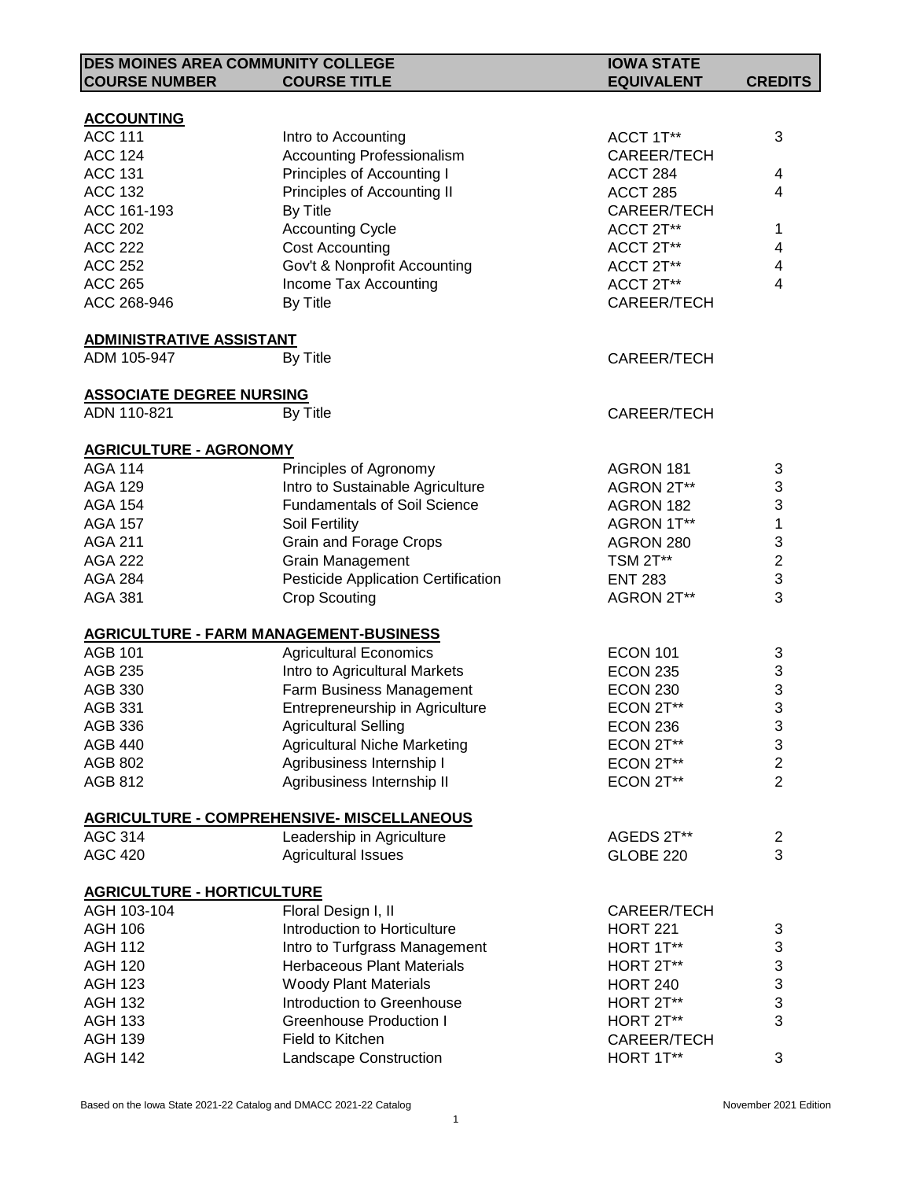| DES MOINES AREA COMMUNITY COLLEGE COURSE NUMBER | COURSE TITLE | IOWA STATE EQUIVALENT | CREDITS |
|---|---|---|---|
| **ACCOUNTING** | | | |
| ACC 111 | Intro to Accounting | ACCT 1T** | 3 |
| ACC 124 | Accounting Professionalism | CAREER/TECH | |
| ACC 131 | Principles of Accounting I | ACCT 284 | 4 |
| ACC 132 | Principles of Accounting II | ACCT 285 | 4 |
| ACC 161-193 | By Title | CAREER/TECH | |
| ACC 202 | Accounting Cycle | ACCT 2T** | 1 |
| ACC 222 | Cost Accounting | ACCT 2T** | 4 |
| ACC 252 | Gov't & Nonprofit Accounting | ACCT 2T** | 4 |
| ACC 265 | Income Tax Accounting | ACCT 2T** | 4 |
| ACC 268-946 | By Title | CAREER/TECH | |
| **ADMINISTRATIVE ASSISTANT** | | | |
| ADM 105-947 | By Title | CAREER/TECH | |
| **ASSOCIATE DEGREE NURSING** | | | |
| ADN 110-821 | By Title | CAREER/TECH | |
| **AGRICULTURE - AGRONOMY** | | | |
| AGA 114 | Principles of Agronomy | AGRON 181 | 3 |
| AGA 129 | Intro to Sustainable Agriculture | AGRON 2T** | 3 |
| AGA 154 | Fundamentals of Soil Science | AGRON 182 | 3 |
| AGA 157 | Soil Fertility | AGRON 1T** | 1 |
| AGA 211 | Grain and Forage Crops | AGRON 280 | 3 |
| AGA 222 | Grain Management | TSM 2T** | 2 |
| AGA 284 | Pesticide Application Certification | ENT 283 | 3 |
| AGA 381 | Crop Scouting | AGRON 2T** | 3 |
| **AGRICULTURE - FARM MANAGEMENT-BUSINESS** | | | |
| AGB 101 | Agricultural Economics | ECON 101 | 3 |
| AGB 235 | Intro to Agricultural Markets | ECON 235 | 3 |
| AGB 330 | Farm Business Management | ECON 230 | 3 |
| AGB 331 | Entrepreneurship in Agriculture | ECON 2T** | 3 |
| AGB 336 | Agricultural Selling | ECON 236 | 3 |
| AGB 440 | Agricultural Niche Marketing | ECON 2T** | 3 |
| AGB 802 | Agribusiness Internship I | ECON 2T** | 2 |
| AGB 812 | Agribusiness Internship II | ECON 2T** | 2 |
| **AGRICULTURE - COMPREHENSIVE- MISCELLANEOUS** | | | |
| AGC 314 | Leadership in Agriculture | AGEDS 2T** | 2 |
| AGC 420 | Agricultural Issues | GLOBE 220 | 3 |
| **AGRICULTURE - HORTICULTURE** | | | |
| AGH 103-104 | Floral Design I, II | CAREER/TECH | |
| AGH 106 | Introduction to Horticulture | HORT 221 | 3 |
| AGH 112 | Intro to Turfgrass Management | HORT 1T** | 3 |
| AGH 120 | Herbaceous Plant Materials | HORT 2T** | 3 |
| AGH 123 | Woody Plant Materials | HORT 240 | 3 |
| AGH 132 | Introduction to Greenhouse | HORT 2T** | 3 |
| AGH 133 | Greenhouse Production I | HORT 2T** | 3 |
| AGH 139 | Field to Kitchen | CAREER/TECH | |
| AGH 142 | Landscape Construction | HORT 1T** | 3 |

Based on the Iowa State 2021-22 Catalog and DMACC 2021-22 Catalog — November 2021 Edition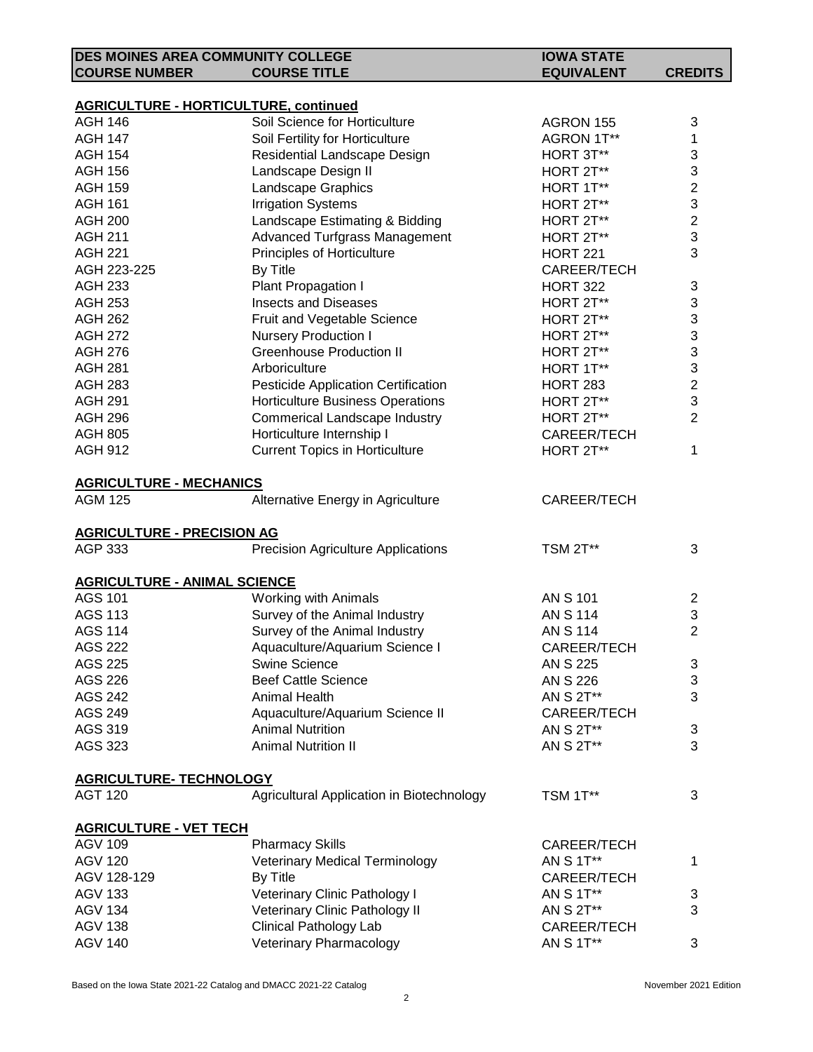| DES MOINES AREA COMMUNITY COLLEGE COURSE NUMBER | COURSE TITLE | IOWA STATE EQUIVALENT | CREDITS |
|---|---|---|---|
| **AGRICULTURE - HORTICULTURE, continued** | | | |
| AGH 146 | Soil Science for Horticulture | AGRON 155 | 3 |
| AGH 147 | Soil Fertility for Horticulture | AGRON 1T** | 1 |
| AGH 154 | Residential Landscape Design | HORT 3T** | 3 |
| AGH 156 | Landscape Design II | HORT 2T** | 3 |
| AGH 159 | Landscape Graphics | HORT 1T** | 2 |
| AGH 161 | Irrigation Systems | HORT 2T** | 3 |
| AGH 200 | Landscape Estimating & Bidding | HORT 2T** | 2 |
| AGH 211 | Advanced Turfgrass Management | HORT 2T** | 3 |
| AGH 221 | Principles of Horticulture | HORT 221 | 3 |
| AGH 223-225 | By Title | CAREER/TECH | |
| AGH 233 | Plant Propagation I | HORT 322 | 3 |
| AGH 253 | Insects and Diseases | HORT 2T** | 3 |
| AGH 262 | Fruit and Vegetable Science | HORT 2T** | 3 |
| AGH 272 | Nursery Production I | HORT 2T** | 3 |
| AGH 276 | Greenhouse Production II | HORT 2T** | 3 |
| AGH 281 | Arboriculture | HORT 1T** | 3 |
| AGH 283 | Pesticide Application Certification | HORT 283 | 2 |
| AGH 291 | Horticulture Business Operations | HORT 2T** | 3 |
| AGH 296 | Commerical Landscape Industry | HORT 2T** | 2 |
| AGH 805 | Horticulture Internship I | CAREER/TECH | |
| AGH 912 | Current Topics in Horticulture | HORT 2T** | 1 |
| **AGRICULTURE - MECHANICS** | | | |
| AGM 125 | Alternative Energy in Agriculture | CAREER/TECH | |
| **AGRICULTURE - PRECISION AG** | | | |
| AGP 333 | Precision Agriculture Applications | TSM 2T** | 3 |
| **AGRICULTURE - ANIMAL SCIENCE** | | | |
| AGS 101 | Working with Animals | AN S 101 | 2 |
| AGS 113 | Survey of the Animal Industry | AN S 114 | 3 |
| AGS 114 | Survey of the Animal Industry | AN S 114 | 2 |
| AGS 222 | Aquaculture/Aquarium Science I | CAREER/TECH | |
| AGS 225 | Swine Science | AN S 225 | 3 |
| AGS 226 | Beef Cattle Science | AN S 226 | 3 |
| AGS 242 | Animal Health | AN S 2T** | 3 |
| AGS 249 | Aquaculture/Aquarium Science II | CAREER/TECH | |
| AGS 319 | Animal Nutrition | AN S 2T** | 3 |
| AGS 323 | Animal Nutrition II | AN S 2T** | 3 |
| **AGRICULTURE- TECHNOLOGY** | | | |
| AGT 120 | Agricultural Application in Biotechnology | TSM 1T** | 3 |
| **AGRICULTURE - VET TECH** | | | |
| AGV 109 | Pharmacy Skills | CAREER/TECH | |
| AGV 120 | Veterinary Medical Terminology | AN S 1T** | 1 |
| AGV 128-129 | By Title | CAREER/TECH | |
| AGV 133 | Veterinary Clinic Pathology I | AN S 1T** | 3 |
| AGV 134 | Veterinary Clinic Pathology II | AN S 2T** | 3 |
| AGV 138 | Clinical Pathology Lab | CAREER/TECH | |
| AGV 140 | Veterinary Pharmacology | AN S 1T** | 3 |

Based on the Iowa State 2021-22 Catalog and DMACC 2021-22 Catalog — November 2021 Edition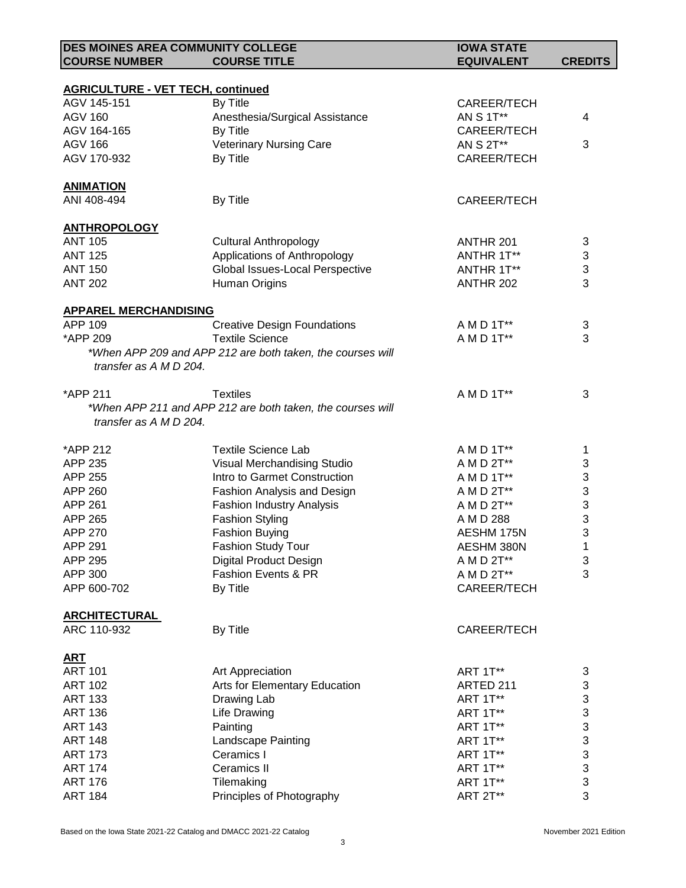| DES MOINES AREA COMMUNITY COLLEGE COURSE NUMBER | COURSE TITLE | IOWA STATE EQUIVALENT | CREDITS |
|---|---|---|---|

**AGRICULTURE - VET TECH, continued**

| | | | |
|---|---|---|---|
| AGV 145-151 | By Title | CAREER/TECH | |
| AGV 160 | Anesthesia/Surgical Assistance | AN S 1T** | 4 |
| AGV 164-165 | By Title | CAREER/TECH | |
| AGV 166 | Veterinary Nursing Care | AN S 2T** | 3 |
| AGV 170-932 | By Title | CAREER/TECH | |

**ANIMATION**

| | | | |
|---|---|---|---|
| ANI 408-494 | By Title | CAREER/TECH | |

**ANTHROPOLOGY**

| | | | |
|---|---|---|---|
| ANT 105 | Cultural Anthropology | ANTHR 201 | 3 |
| ANT 125 | Applications of Anthropology | ANTHR 1T** | 3 |
| ANT 150 | Global Issues-Local Perspective | ANTHR 1T** | 3 |
| ANT 202 | Human Origins | ANTHR 202 | 3 |

**APPAREL MERCHANDISING**

| | | | |
|---|---|---|---|
| APP 109 | Creative Design Foundations | A M D 1T** | 3 |
| *APP 209 | Textile Science | A M D 1T** | 3 |

*\*When APP 209 and APP 212 are both taken, the courses will transfer as A M D 204.*

| | | | |
|---|---|---|---|
| *APP 211 | Textiles | A M D 1T** | 3 |

*\*When APP 211 and APP 212 are both taken, the courses will transfer as A M D 204.*

| | | | |
|---|---|---|---|
| *APP 212 | Textile Science Lab | A M D 1T** | 1 |
| APP 235 | Visual Merchandising Studio | A M D 2T** | 3 |
| APP 255 | Intro to Garmet Construction | A M D 1T** | 3 |
| APP 260 | Fashion Analysis and Design | A M D 2T** | 3 |
| APP 261 | Fashion Industry Analysis | A M D 2T** | 3 |
| APP 265 | Fashion Styling | A M D 288 | 3 |
| APP 270 | Fashion Buying | AESHM 175N | 3 |
| APP 291 | Fashion Study Tour | AESHM 380N | 1 |
| APP 295 | Digital Product Design | A M D 2T** | 3 |
| APP 300 | Fashion Events & PR | A M D 2T** | 3 |
| APP 600-702 | By Title | CAREER/TECH | |

**ARCHITECTURAL**

| | | | |
|---|---|---|---|
| ARC 110-932 | By Title | CAREER/TECH | |

**ART**

| | | | |
|---|---|---|---|
| ART 101 | Art Appreciation | ART 1T** | 3 |
| ART 102 | Arts for Elementary Education | ARTED 211 | 3 |
| ART 133 | Drawing Lab | ART 1T** | 3 |
| ART 136 | Life Drawing | ART 1T** | 3 |
| ART 143 | Painting | ART 1T** | 3 |
| ART 148 | Landscape Painting | ART 1T** | 3 |
| ART 173 | Ceramics I | ART 1T** | 3 |
| ART 174 | Ceramics II | ART 1T** | 3 |
| ART 176 | Tilemaking | ART 1T** | 3 |
| ART 184 | Principles of Photography | ART 2T** | 3 |

Based on the Iowa State 2021-22 Catalog and DMACC 2021-22 Catalog — November 2021 Edition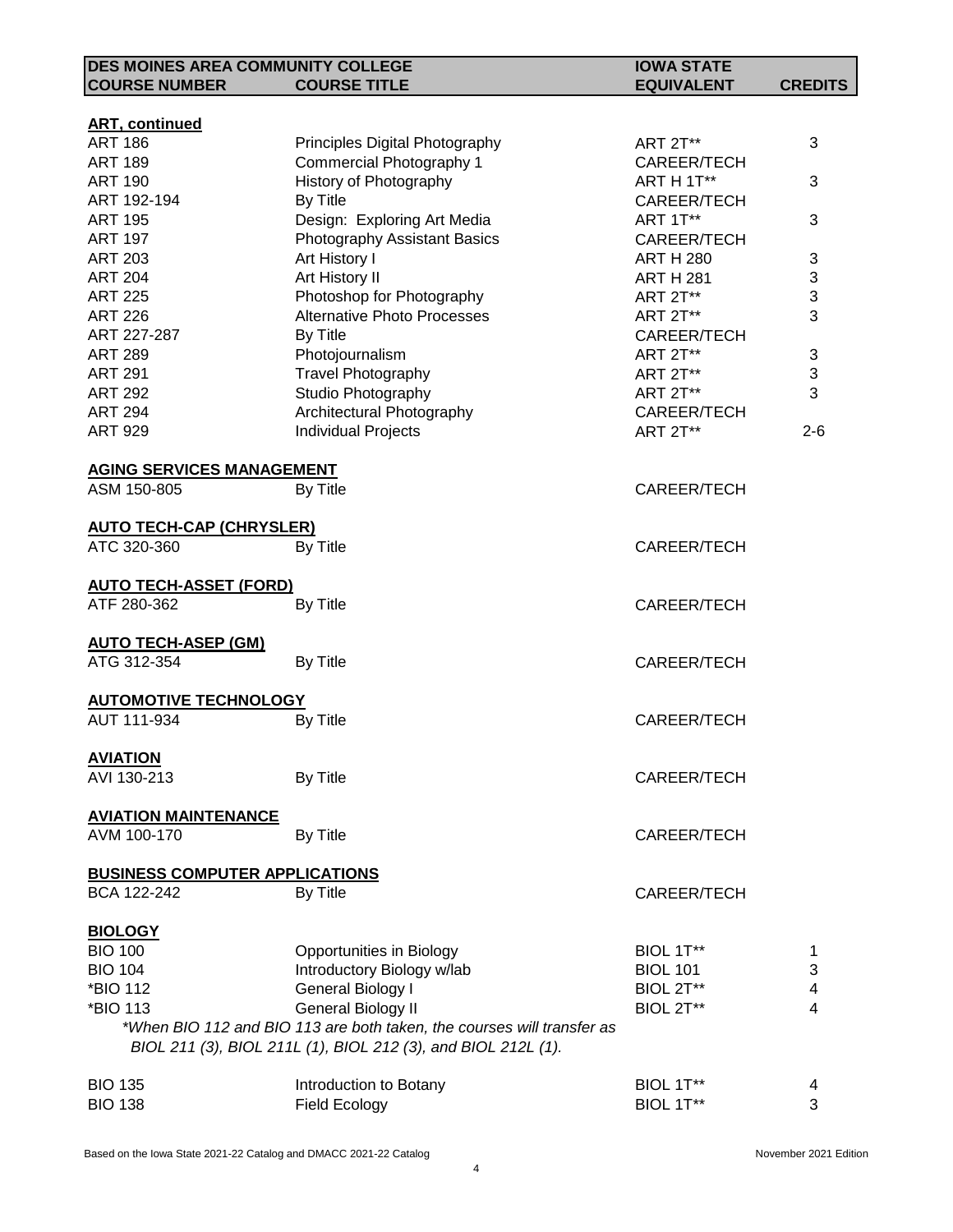| DES MOINES AREA COMMUNITY COLLEGE COURSE NUMBER | COURSE TITLE | IOWA STATE EQUIVALENT | CREDITS |
|---|---|---|---|
| **ART, continued** | | | |
| ART 186 | Principles Digital Photography | ART 2T** | 3 |
| ART 189 | Commercial Photography 1 | CAREER/TECH | |
| ART 190 | History of Photography | ART H 1T** | 3 |
| ART 192-194 | By Title | CAREER/TECH | |
| ART 195 | Design: Exploring Art Media | ART 1T** | 3 |
| ART 197 | Photography Assistant Basics | CAREER/TECH | |
| ART 203 | Art History I | ART H 280 | 3 |
| ART 204 | Art History II | ART H 281 | 3 |
| ART 225 | Photoshop for Photography | ART 2T** | 3 |
| ART 226 | Alternative Photo Processes | ART 2T** | 3 |
| ART 227-287 | By Title | CAREER/TECH | |
| ART 289 | Photojournalism | ART 2T** | 3 |
| ART 291 | Travel Photography | ART 2T** | 3 |
| ART 292 | Studio Photography | ART 2T** | 3 |
| ART 294 | Architectural Photography | CAREER/TECH | |
| ART 929 | Individual Projects | ART 2T** | 2-6 |
| **AGING SERVICES MANAGEMENT** | | | |
| ASM 150-805 | By Title | CAREER/TECH | |
| **AUTO TECH-CAP (CHRYSLER)** | | | |
| ATC 320-360 | By Title | CAREER/TECH | |
| **AUTO TECH-ASSET (FORD)** | | | |
| ATF 280-362 | By Title | CAREER/TECH | |
| **AUTO TECH-ASEP (GM)** | | | |
| ATG 312-354 | By Title | CAREER/TECH | |
| **AUTOMOTIVE TECHNOLOGY** | | | |
| AUT 111-934 | By Title | CAREER/TECH | |
| **AVIATION** | | | |
| AVI 130-213 | By Title | CAREER/TECH | |
| **AVIATION MAINTENANCE** | | | |
| AVM 100-170 | By Title | CAREER/TECH | |
| **BUSINESS COMPUTER APPLICATIONS** | | | |
| BCA 122-242 | By Title | CAREER/TECH | |
| **BIOLOGY** | | | |
| BIO 100 | Opportunities in Biology | BIOL 1T** | 1 |
| BIO 104 | Introductory Biology w/lab | BIOL 101 | 3 |
| *BIO 112 | General Biology I | BIOL 2T** | 4 |
| *BIO 113 | General Biology II | BIOL 2T** | 4 |
| | *\*When BIO 112 and BIO 113 are both taken, the courses will transfer as BIOL 211 (3), BIOL 211L (1), BIOL 212 (3), and BIOL 212L (1).* | | |
| BIO 135 | Introduction to Botany | BIOL 1T** | 4 |
| BIO 138 | Field Ecology | BIOL 1T** | 3 |

Based on the Iowa State 2021-22 Catalog and DMACC 2021-22 Catalog — November 2021 Edition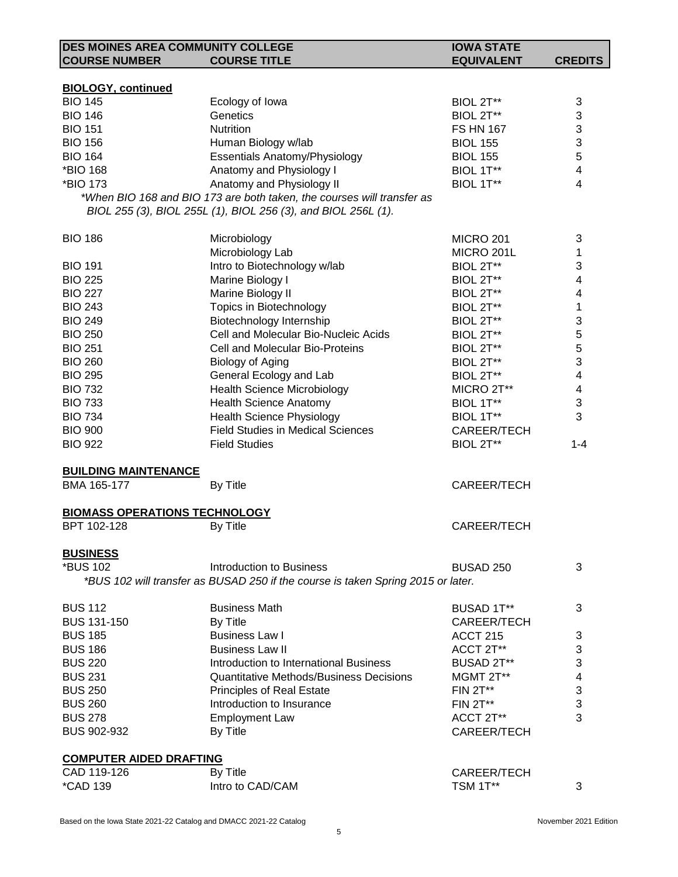| DES MOINES AREA COMMUNITY COLLEGE COURSE NUMBER | COURSE TITLE | IOWA STATE EQUIVALENT | CREDITS |
|---|---|---|---|

**BIOLOGY, continued**

| | | | |
|---|---|---|---|
| BIO 145 | Ecology of Iowa | BIOL 2T** | 3 |
| BIO 146 | Genetics | BIOL 2T** | 3 |
| BIO 151 | Nutrition | FS HN 167 | 3 |
| BIO 156 | Human Biology w/lab | BIOL 155 | 3 |
| BIO 164 | Essentials Anatomy/Physiology | BIOL 155 | 5 |
| *BIO 168 | Anatomy and Physiology I | BIOL 1T** | 4 |
| *BIO 173 | Anatomy and Physiology II | BIOL 1T** | 4 |

*\*When BIO 168 and BIO 173 are both taken, the courses will transfer as BIOL 255 (3), BIOL 255L (1), BIOL 256 (3), and BIOL 256L (1).*

| | | | |
|---|---|---|---|
| BIO 186 | Microbiology | MICRO 201 | 3 |
| | Microbiology Lab | MICRO 201L | 1 |
| BIO 191 | Intro to Biotechnology w/lab | BIOL 2T** | 3 |
| BIO 225 | Marine Biology I | BIOL 2T** | 4 |
| BIO 227 | Marine Biology II | BIOL 2T** | 4 |
| BIO 243 | Topics in Biotechnology | BIOL 2T** | 1 |
| BIO 249 | Biotechnology Internship | BIOL 2T** | 3 |
| BIO 250 | Cell and Molecular Bio-Nucleic Acids | BIOL 2T** | 5 |
| BIO 251 | Cell and Molecular Bio-Proteins | BIOL 2T** | 5 |
| BIO 260 | Biology of Aging | BIOL 2T** | 3 |
| BIO 295 | General Ecology and Lab | BIOL 2T** | 4 |
| BIO 732 | Health Science Microbiology | MICRO 2T** | 4 |
| BIO 733 | Health Science Anatomy | BIOL 1T** | 3 |
| BIO 734 | Health Science Physiology | BIOL 1T** | 3 |
| BIO 900 | Field Studies in Medical Sciences | CAREER/TECH | |
| BIO 922 | Field Studies | BIOL 2T** | 1-4 |

**BUILDING MAINTENANCE**

| | | | |
|---|---|---|---|
| BMA 165-177 | By Title | CAREER/TECH | |

**BIOMASS OPERATIONS TECHNOLOGY**

| | | | |
|---|---|---|---|
| BPT 102-128 | By Title | CAREER/TECH | |

**BUSINESS**

| | | | |
|---|---|---|---|
| *BUS 102 | Introduction to Business | BUSAD 250 | 3 |

*\*BUS 102 will transfer as BUSAD 250 if the course is taken Spring 2015 or later.*

| | | | |
|---|---|---|---|
| BUS 112 | Business Math | BUSAD 1T** | 3 |
| BUS 131-150 | By Title | CAREER/TECH | |
| BUS 185 | Business Law I | ACCT 215 | 3 |
| BUS 186 | Business Law II | ACCT 2T** | 3 |
| BUS 220 | Introduction to International Business | BUSAD 2T** | 3 |
| BUS 231 | Quantitative Methods/Business Decisions | MGMT 2T** | 4 |
| BUS 250 | Principles of Real Estate | FIN 2T** | 3 |
| BUS 260 | Introduction to Insurance | FIN 2T** | 3 |
| BUS 278 | Employment Law | ACCT 2T** | 3 |
| BUS 902-932 | By Title | CAREER/TECH | |

**COMPUTER AIDED DRAFTING**

| | | | |
|---|---|---|---|
| CAD 119-126 | By Title | CAREER/TECH | |
| *CAD 139 | Intro to CAD/CAM | TSM 1T** | 3 |

Based on the Iowa State 2021-22 Catalog and DMACC 2021-22 Catalog — November 2021 Edition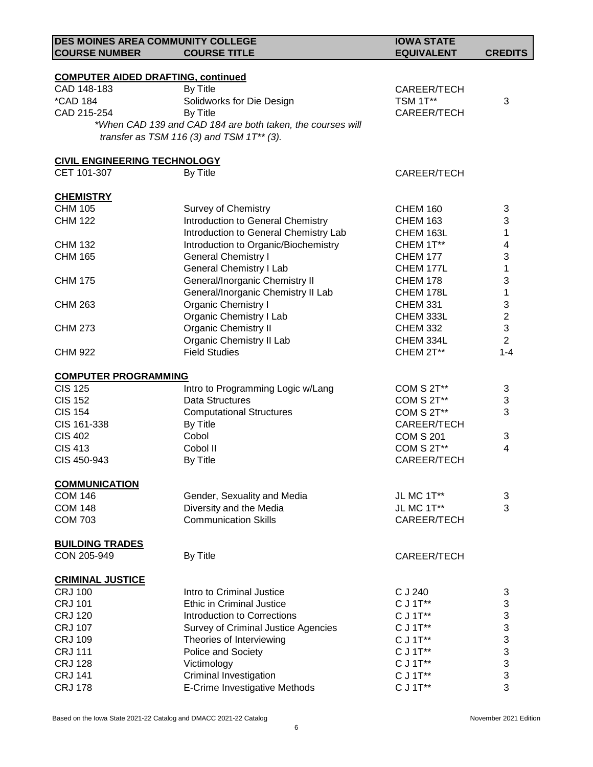| DES MOINES AREA COMMUNITY COLLEGE COURSE NUMBER | COURSE TITLE | IOWA STATE EQUIVALENT | CREDITS |
|---|---|---|---|
| **COMPUTER AIDED DRAFTING, continued** | | | |
| CAD 148-183 | By Title | CAREER/TECH | |
| *CAD 184 | Solidworks for Die Design | TSM 1T** | 3 |
| CAD 215-254 | By Title | CAREER/TECH | |
| | *\*When CAD 139 and CAD 184 are both taken, the courses will transfer as TSM 116 (3) and TSM 1T\*\* (3).* | | |
| **CIVIL ENGINEERING TECHNOLOGY** | | | |
| CET 101-307 | By Title | CAREER/TECH | |
| **CHEMISTRY** | | | |
| CHM 105 | Survey of Chemistry | CHEM 160 | 3 |
| CHM 122 | Introduction to General Chemistry | CHEM 163 | 3 |
| | Introduction to General Chemistry Lab | CHEM 163L | 1 |
| CHM 132 | Introduction to Organic/Biochemistry | CHEM 1T** | 4 |
| CHM 165 | General Chemistry I | CHEM 177 | 3 |
| | General Chemistry I Lab | CHEM 177L | 1 |
| CHM 175 | General/Inorganic Chemistry II | CHEM 178 | 3 |
| | General/Inorganic Chemistry II Lab | CHEM 178L | 1 |
| CHM 263 | Organic Chemistry I | CHEM 331 | 3 |
| | Organic Chemistry I Lab | CHEM 333L | 2 |
| CHM 273 | Organic Chemistry II | CHEM 332 | 3 |
| | Organic Chemistry II Lab | CHEM 334L | 2 |
| CHM 922 | Field Studies | CHEM 2T** | 1-4 |
| **COMPUTER PROGRAMMING** | | | |
| CIS 125 | Intro to Programming Logic w/Lang | COM S 2T** | 3 |
| CIS 152 | Data Structures | COM S 2T** | 3 |
| CIS 154 | Computational Structures | COM S 2T** | 3 |
| CIS 161-338 | By Title | CAREER/TECH | |
| CIS 402 | Cobol | COM S 201 | 3 |
| CIS 413 | Cobol II | COM S 2T** | 4 |
| CIS 450-943 | By Title | CAREER/TECH | |
| **COMMUNICATION** | | | |
| COM 146 | Gender, Sexuality and Media | JL MC 1T** | 3 |
| COM 148 | Diversity and the Media | JL MC 1T** | 3 |
| COM 703 | Communication Skills | CAREER/TECH | |
| **BUILDING TRADES** | | | |
| CON 205-949 | By Title | CAREER/TECH | |
| **CRIMINAL JUSTICE** | | | |
| CRJ 100 | Intro to Criminal Justice | C J 240 | 3 |
| CRJ 101 | Ethic in Criminal Justice | C J 1T** | 3 |
| CRJ 120 | Introduction to Corrections | C J 1T** | 3 |
| CRJ 107 | Survey of Criminal Justice Agencies | C J 1T** | 3 |
| CRJ 109 | Theories of Interviewing | C J 1T** | 3 |
| CRJ 111 | Police and Society | C J 1T** | 3 |
| CRJ 128 | Victimology | C J 1T** | 3 |
| CRJ 141 | Criminal Investigation | C J 1T** | 3 |
| CRJ 178 | E-Crime Investigative Methods | C J 1T** | 3 |

Based on the Iowa State 2021-22 Catalog and DMACC 2021-22 Catalog — November 2021 Edition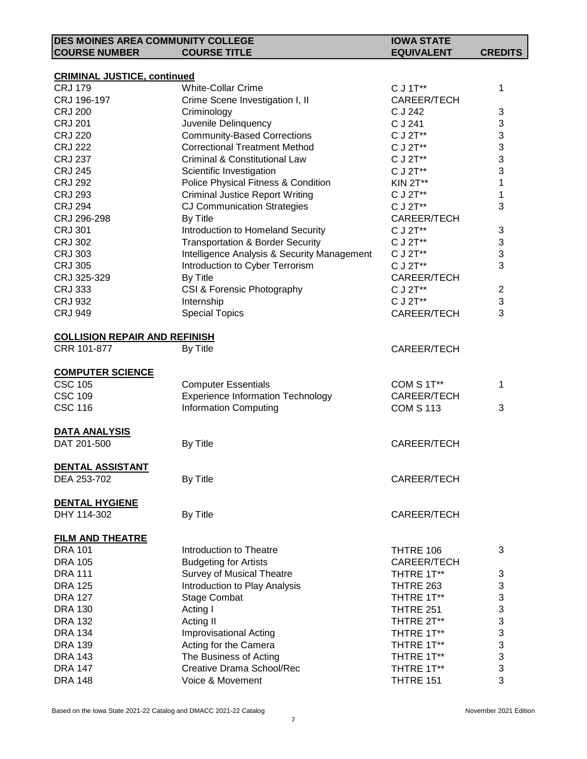| DES MOINES AREA COMMUNITY COLLEGE COURSE NUMBER | COURSE TITLE | IOWA STATE EQUIVALENT | CREDITS |
|---|---|---|---|
| **CRIMINAL JUSTICE, continued** | | | |
| CRJ 179 | White-Collar Crime | C J 1T** | 1 |
| CRJ 196-197 | Crime Scene Investigation I, II | CAREER/TECH | |
| CRJ 200 | Criminology | C J 242 | 3 |
| CRJ 201 | Juvenile Delinquency | C J 241 | 3 |
| CRJ 220 | Community-Based Corrections | C J 2T** | 3 |
| CRJ 222 | Correctional Treatment Method | C J 2T** | 3 |
| CRJ 237 | Criminal & Constitutional Law | C J 2T** | 3 |
| CRJ 245 | Scientific Investigation | C J 2T** | 3 |
| CRJ 292 | Police Physical Fitness & Condition | KIN 2T** | 1 |
| CRJ 293 | Criminal Justice Report Writing | C J 2T** | 1 |
| CRJ 294 | CJ Communication Strategies | C J 2T** | 3 |
| CRJ 296-298 | By Title | CAREER/TECH | |
| CRJ 301 | Introduction to Homeland Security | C J 2T** | 3 |
| CRJ 302 | Transportation & Border Security | C J 2T** | 3 |
| CRJ 303 | Intelligence Analysis & Security Management | C J 2T** | 3 |
| CRJ 305 | Introduction to Cyber Terrorism | C J 2T** | 3 |
| CRJ 325-329 | By Title | CAREER/TECH | |
| CRJ 333 | CSI & Forensic Photography | C J 2T** | 2 |
| CRJ 932 | Internship | C J 2T** | 3 |
| CRJ 949 | Special Topics | CAREER/TECH | 3 |
| **COLLISION REPAIR AND REFINISH** | | | |
| CRR 101-877 | By Title | CAREER/TECH | |
| **COMPUTER SCIENCE** | | | |
| CSC 105 | Computer Essentials | COM S 1T** | 1 |
| CSC 109 | Experience Information Technology | CAREER/TECH | |
| CSC 116 | Information Computing | COM S 113 | 3 |
| **DATA ANALYSIS** | | | |
| DAT 201-500 | By Title | CAREER/TECH | |
| **DENTAL ASSISTANT** | | | |
| DEA 253-702 | By Title | CAREER/TECH | |
| **DENTAL HYGIENE** | | | |
| DHY 114-302 | By Title | CAREER/TECH | |
| **FILM AND THEATRE** | | | |
| DRA 101 | Introduction to Theatre | THTRE 106 | 3 |
| DRA 105 | Budgeting for Artists | CAREER/TECH | |
| DRA 111 | Survey of Musical Theatre | THTRE 1T** | 3 |
| DRA 125 | Introduction to Play Analysis | THTRE 263 | 3 |
| DRA 127 | Stage Combat | THTRE 1T** | 3 |
| DRA 130 | Acting I | THTRE 251 | 3 |
| DRA 132 | Acting II | THTRE 2T** | 3 |
| DRA 134 | Improvisational Acting | THTRE 1T** | 3 |
| DRA 139 | Acting for the Camera | THTRE 1T** | 3 |
| DRA 143 | The Business of Acting | THTRE 1T** | 3 |
| DRA 147 | Creative Drama School/Rec | THTRE 1T** | 3 |
| DRA 148 | Voice & Movement | THTRE 151 | 3 |

Based on the Iowa State 2021-22 Catalog and DMACC 2021-22 Catalog

November 2021 Edition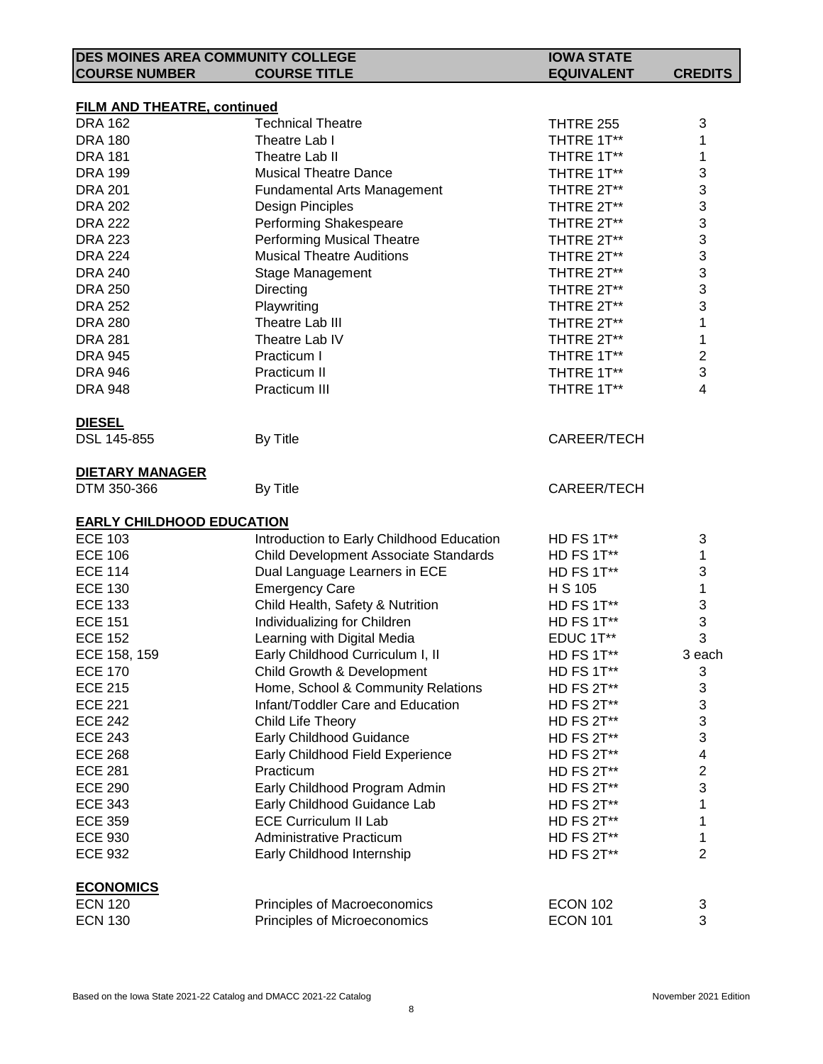| DES MOINES AREA COMMUNITY COLLEGE COURSE NUMBER | COURSE TITLE | IOWA STATE EQUIVALENT | CREDITS |
|---|---|---|---|
| **FILM AND THEATRE, continued** | | | |
| DRA 162 | Technical Theatre | THTRE 255 | 3 |
| DRA 180 | Theatre Lab I | THTRE 1T** | 1 |
| DRA 181 | Theatre Lab II | THTRE 1T** | 1 |
| DRA 199 | Musical Theatre Dance | THTRE 1T** | 3 |
| DRA 201 | Fundamental Arts Management | THTRE 2T** | 3 |
| DRA 202 | Design Pinciples | THTRE 2T** | 3 |
| DRA 222 | Performing Shakespeare | THTRE 2T** | 3 |
| DRA 223 | Performing Musical Theatre | THTRE 2T** | 3 |
| DRA 224 | Musical Theatre Auditions | THTRE 2T** | 3 |
| DRA 240 | Stage Management | THTRE 2T** | 3 |
| DRA 250 | Directing | THTRE 2T** | 3 |
| DRA 252 | Playwriting | THTRE 2T** | 3 |
| DRA 280 | Theatre Lab III | THTRE 2T** | 1 |
| DRA 281 | Theatre Lab IV | THTRE 2T** | 1 |
| DRA 945 | Practicum I | THTRE 1T** | 2 |
| DRA 946 | Practicum II | THTRE 1T** | 3 |
| DRA 948 | Practicum III | THTRE 1T** | 4 |
| **DIESEL** | | | |
| DSL 145-855 | By Title | CAREER/TECH | |
| **DIETARY MANAGER** | | | |
| DTM 350-366 | By Title | CAREER/TECH | |
| **EARLY CHILDHOOD EDUCATION** | | | |
| ECE 103 | Introduction to Early Childhood Education | HD FS 1T** | 3 |
| ECE 106 | Child Development Associate Standards | HD FS 1T** | 1 |
| ECE 114 | Dual Language Learners in ECE | HD FS 1T** | 3 |
| ECE 130 | Emergency Care | H S 105 | 1 |
| ECE 133 | Child Health, Safety & Nutrition | HD FS 1T** | 3 |
| ECE 151 | Individualizing for Children | HD FS 1T** | 3 |
| ECE 152 | Learning with Digital Media | EDUC 1T** | 3 |
| ECE 158, 159 | Early Childhood Curriculum I, II | HD FS 1T** | 3 each |
| ECE 170 | Child Growth & Development | HD FS 1T** | 3 |
| ECE 215 | Home, School & Community Relations | HD FS 2T** | 3 |
| ECE 221 | Infant/Toddler Care and Education | HD FS 2T** | 3 |
| ECE 242 | Child Life Theory | HD FS 2T** | 3 |
| ECE 243 | Early Childhood Guidance | HD FS 2T** | 3 |
| ECE 268 | Early Childhood Field Experience | HD FS 2T** | 4 |
| ECE 281 | Practicum | HD FS 2T** | 2 |
| ECE 290 | Early Childhood Program Admin | HD FS 2T** | 3 |
| ECE 343 | Early Childhood Guidance Lab | HD FS 2T** | 1 |
| ECE 359 | ECE Curriculum II Lab | HD FS 2T** | 1 |
| ECE 930 | Administrative Practicum | HD FS 2T** | 1 |
| ECE 932 | Early Childhood Internship | HD FS 2T** | 2 |
| **ECONOMICS** | | | |
| ECN 120 | Principles of Macroeconomics | ECON 102 | 3 |
| ECN 130 | Principles of Microeconomics | ECON 101 | 3 |

Based on the Iowa State 2021-22 Catalog and DMACC 2021-22 Catalog — November 2021 Edition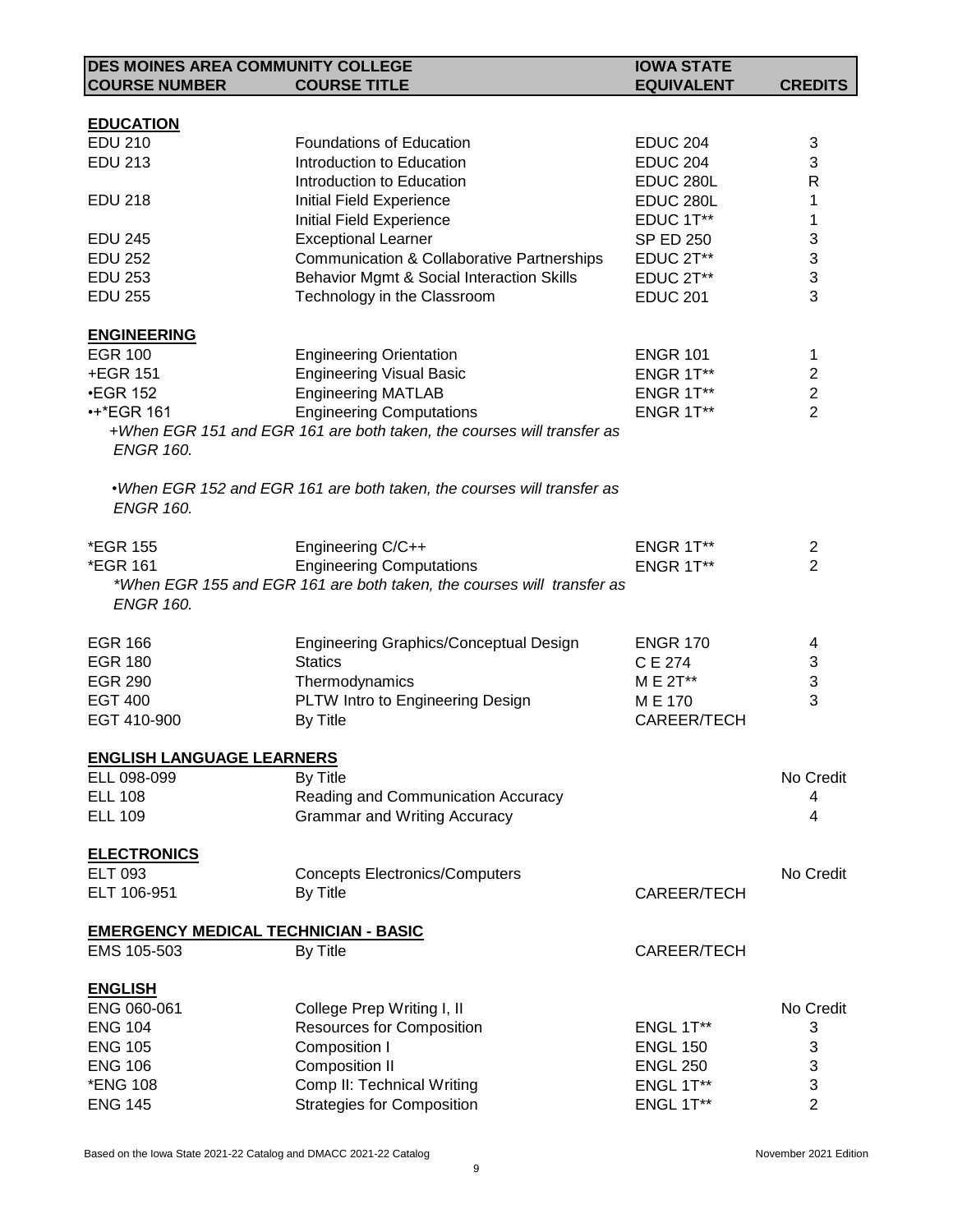| DES MOINES AREA COMMUNITY COLLEGE COURSE NUMBER | COURSE TITLE | IOWA STATE EQUIVALENT | CREDITS |
|---|---|---|---|
| **EDUCATION** | | | |
| EDU 210 | Foundations of Education | EDUC 204 | 3 |
| EDU 213 | Introduction to Education | EDUC 204 | 3 |
| | Introduction to Education | EDUC 280L | R |
| EDU 218 | Initial Field Experience | EDUC 280L | 1 |
| | Initial Field Experience | EDUC 1T** | 1 |
| EDU 245 | Exceptional Learner | SP ED 250 | 3 |
| EDU 252 | Communication & Collaborative Partnerships | EDUC 2T** | 3 |
| EDU 253 | Behavior Mgmt & Social Interaction Skills | EDUC 2T** | 3 |
| EDU 255 | Technology in the Classroom | EDUC 201 | 3 |
| **ENGINEERING** | | | |
| EGR 100 | Engineering Orientation | ENGR 101 | 1 |
| +EGR 151 | Engineering Visual Basic | ENGR 1T** | 2 |
| •EGR 152 | Engineering MATLAB | ENGR 1T** | 2 |
| •+*EGR 161 | Engineering Computations | ENGR 1T** | 2 |
| *+When EGR 151 and EGR 161 are both taken, the courses will transfer as ENGR 160.* | | | |
| *•When EGR 152 and EGR 161 are both taken, the courses will transfer as ENGR 160.* | | | |
| *EGR 155 | Engineering C/C++ | ENGR 1T** | 2 |
| *EGR 161 | Engineering Computations | ENGR 1T** | 2 |
| *\*When EGR 155 and EGR 161 are both taken, the courses will transfer as ENGR 160.* | | | |
| EGR 166 | Engineering Graphics/Conceptual Design | ENGR 170 | 4 |
| EGR 180 | Statics | C E 274 | 3 |
| EGR 290 | Thermodynamics | M E 2T** | 3 |
| EGT 400 | PLTW Intro to Engineering Design | M E 170 | 3 |
| EGT 410-900 | By Title | CAREER/TECH | |
| **ENGLISH LANGUAGE LEARNERS** | | | |
| ELL 098-099 | By Title | | No Credit |
| ELL 108 | Reading and Communication Accuracy | | 4 |
| ELL 109 | Grammar and Writing Accuracy | | 4 |
| **ELECTRONICS** | | | |
| ELT 093 | Concepts Electronics/Computers | | No Credit |
| ELT 106-951 | By Title | CAREER/TECH | |
| **EMERGENCY MEDICAL TECHNICIAN - BASIC** | | | |
| EMS 105-503 | By Title | CAREER/TECH | |
| **ENGLISH** | | | |
| ENG 060-061 | College Prep Writing I, II | | No Credit |
| ENG 104 | Resources for Composition | ENGL 1T** | 3 |
| ENG 105 | Composition I | ENGL 150 | 3 |
| ENG 106 | Composition II | ENGL 250 | 3 |
| *ENG 108 | Comp II: Technical Writing | ENGL 1T** | 3 |
| ENG 145 | Strategies for Composition | ENGL 1T** | 2 |

Based on the Iowa State 2021-22 Catalog and DMACC 2021-22 Catalog — November 2021 Edition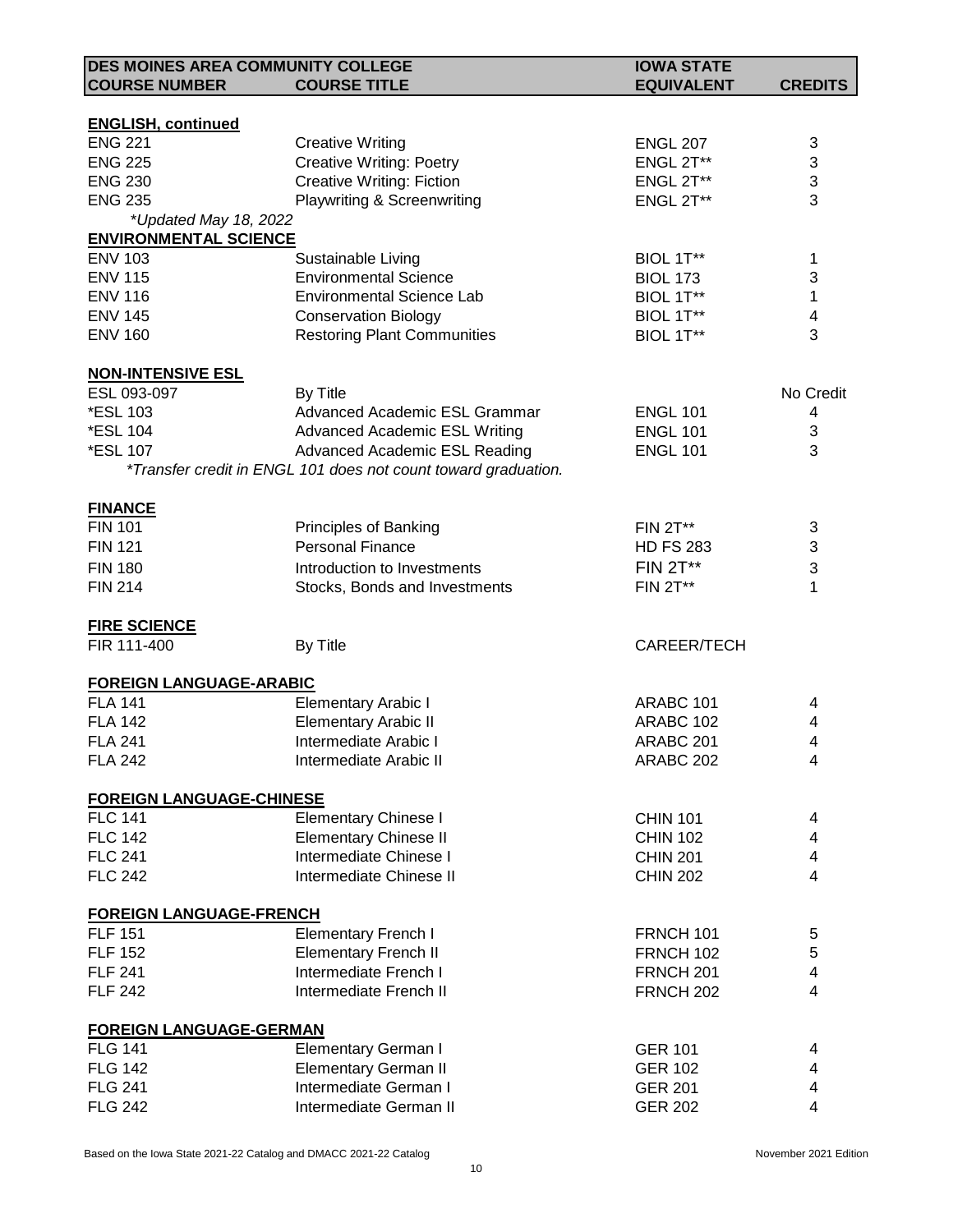| DES MOINES AREA COMMUNITY COLLEGE COURSE NUMBER | COURSE TITLE | IOWA STATE EQUIVALENT | CREDITS |
|---|---|---|---|
| **ENGLISH, continued** | | | |
| ENG 221 | Creative Writing | ENGL 207 | 3 |
| ENG 225 | Creative Writing: Poetry | ENGL 2T** | 3 |
| ENG 230 | Creative Writing: Fiction | ENGL 2T** | 3 |
| ENG 235 | Playwriting & Screenwriting | ENGL 2T** | 3 |
| *\*Updated May 18, 2022* | | | |
| **ENVIRONMENTAL SCIENCE** | | | |
| ENV 103 | Sustainable Living | BIOL 1T** | 1 |
| ENV 115 | Environmental Science | BIOL 173 | 3 |
| ENV 116 | Environmental Science Lab | BIOL 1T** | 1 |
| ENV 145 | Conservation Biology | BIOL 1T** | 4 |
| ENV 160 | Restoring Plant Communities | BIOL 1T** | 3 |
| **NON-INTENSIVE ESL** | | | |
| ESL 093-097 | By Title | | No Credit |
| *ESL 103 | Advanced Academic ESL Grammar | ENGL 101 | 4 |
| *ESL 104 | Advanced Academic ESL Writing | ENGL 101 | 3 |
| *ESL 107 | Advanced Academic ESL Reading | ENGL 101 | 3 |
| | *\*Transfer credit in ENGL 101 does not count toward graduation.* | | |
| **FINANCE** | | | |
| FIN 101 | Principles of Banking | FIN 2T** | 3 |
| FIN 121 | Personal Finance | HD FS 283 | 3 |
| FIN 180 | Introduction to Investments | FIN 2T** | 3 |
| FIN 214 | Stocks, Bonds and Investments | FIN 2T** | 1 |
| **FIRE SCIENCE** | | | |
| FIR 111-400 | By Title | CAREER/TECH | |
| **FOREIGN LANGUAGE-ARABIC** | | | |
| FLA 141 | Elementary Arabic I | ARABC 101 | 4 |
| FLA 142 | Elementary Arabic II | ARABC 102 | 4 |
| FLA 241 | Intermediate Arabic I | ARABC 201 | 4 |
| FLA 242 | Intermediate Arabic II | ARABC 202 | 4 |
| **FOREIGN LANGUAGE-CHINESE** | | | |
| FLC 141 | Elementary Chinese I | CHIN 101 | 4 |
| FLC 142 | Elementary Chinese II | CHIN 102 | 4 |
| FLC 241 | Intermediate Chinese I | CHIN 201 | 4 |
| FLC 242 | Intermediate Chinese II | CHIN 202 | 4 |
| **FOREIGN LANGUAGE-FRENCH** | | | |
| FLF 151 | Elementary French I | FRNCH 101 | 5 |
| FLF 152 | Elementary French II | FRNCH 102 | 5 |
| FLF 241 | Intermediate French I | FRNCH 201 | 4 |
| FLF 242 | Intermediate French II | FRNCH 202 | 4 |
| **FOREIGN LANGUAGE-GERMAN** | | | |
| FLG 141 | Elementary German I | GER 101 | 4 |
| FLG 142 | Elementary German II | GER 102 | 4 |
| FLG 241 | Intermediate German I | GER 201 | 4 |
| FLG 242 | Intermediate German II | GER 202 | 4 |

Based on the Iowa State 2021-22 Catalog and DMACC 2021-22 Catalog — November 2021 Edition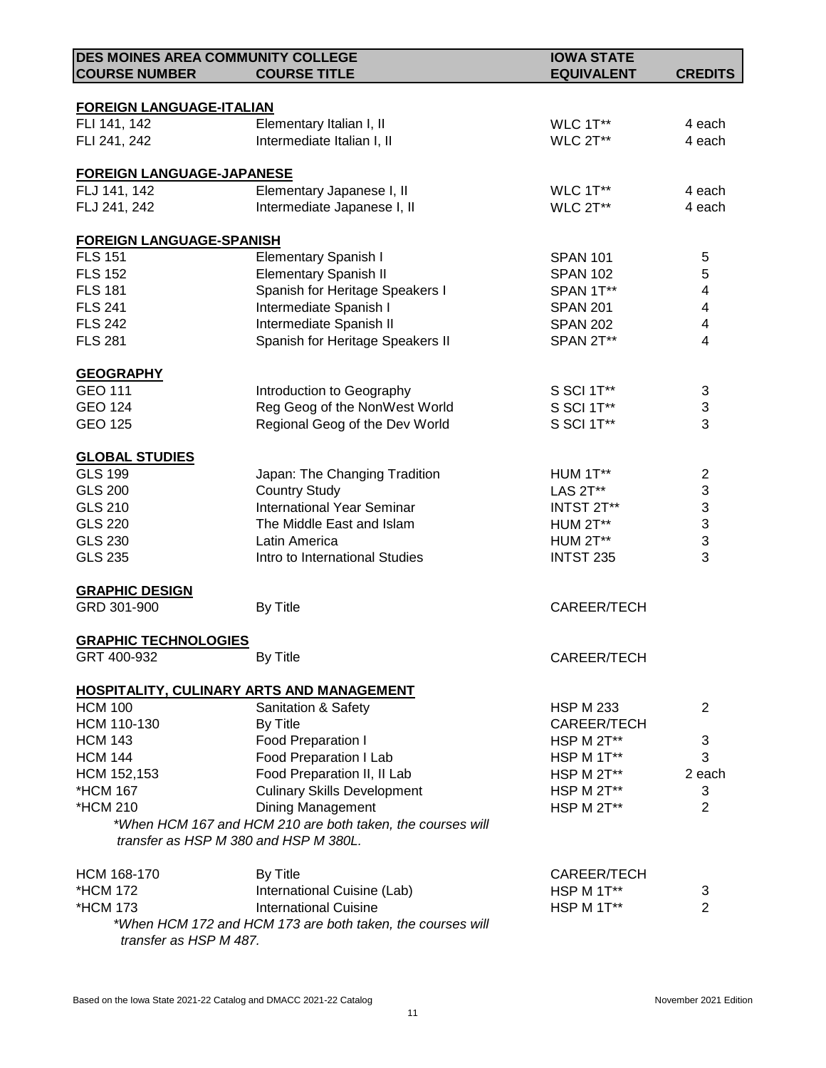| DES MOINES AREA COMMUNITY COLLEGE COURSE NUMBER | COURSE TITLE | IOWA STATE EQUIVALENT | CREDITS |
|---|---|---|---|
| **FOREIGN LANGUAGE-ITALIAN** | | | |
| FLI 141, 142 | Elementary Italian I, II | WLC 1T** | 4 each |
| FLI 241, 242 | Intermediate Italian I, II | WLC 2T** | 4 each |
| **FOREIGN LANGUAGE-JAPANESE** | | | |
| FLJ 141, 142 | Elementary Japanese I, II | WLC 1T** | 4 each |
| FLJ 241, 242 | Intermediate Japanese I, II | WLC 2T** | 4 each |
| **FOREIGN LANGUAGE-SPANISH** | | | |
| FLS 151 | Elementary Spanish I | SPAN 101 | 5 |
| FLS 152 | Elementary Spanish II | SPAN 102 | 5 |
| FLS 181 | Spanish for Heritage Speakers I | SPAN 1T** | 4 |
| FLS 241 | Intermediate Spanish I | SPAN 201 | 4 |
| FLS 242 | Intermediate Spanish II | SPAN 202 | 4 |
| FLS 281 | Spanish for Heritage Speakers II | SPAN 2T** | 4 |
| **GEOGRAPHY** | | | |
| GEO 111 | Introduction to Geography | S SCI 1T** | 3 |
| GEO 124 | Reg Geog of the NonWest World | S SCI 1T** | 3 |
| GEO 125 | Regional Geog of the Dev World | S SCI 1T** | 3 |
| **GLOBAL STUDIES** | | | |
| GLS 199 | Japan: The Changing Tradition | HUM 1T** | 2 |
| GLS 200 | Country Study | LAS 2T** | 3 |
| GLS 210 | International Year Seminar | INTST 2T** | 3 |
| GLS 220 | The Middle East and Islam | HUM 2T** | 3 |
| GLS 230 | Latin America | HUM 2T** | 3 |
| GLS 235 | Intro to International Studies | INTST 235 | 3 |
| **GRAPHIC DESIGN** | | | |
| GRD 301-900 | By Title | CAREER/TECH | |
| **GRAPHIC TECHNOLOGIES** | | | |
| GRT 400-932 | By Title | CAREER/TECH | |
| **HOSPITALITY, CULINARY ARTS AND MANAGEMENT** | | | |
| HCM 100 | Sanitation & Safety | HSP M 233 | 2 |
| HCM 110-130 | By Title | CAREER/TECH | |
| HCM 143 | Food Preparation I | HSP M 2T** | 3 |
| HCM 144 | Food Preparation I Lab | HSP M 1T** | 3 |
| HCM 152,153 | Food Preparation II, II Lab | HSP M 2T** | 2 each |
| *HCM 167 | Culinary Skills Development | HSP M 2T** | 3 |
| *HCM 210 | Dining Management | HSP M 2T** | 2 |
| *When HCM 167 and HCM 210 are both taken, the courses will transfer as HSP M 380 and HSP M 380L.* | | | |
| HCM 168-170 | By Title | CAREER/TECH | |
| *HCM 172 | International Cuisine (Lab) | HSP M 1T** | 3 |
| *HCM 173 | International Cuisine | HSP M 1T** | 2 |
| *When HCM 172 and HCM 173 are both taken, the courses will transfer as HSP M 487.* | | | |

Based on the Iowa State 2021-22 Catalog and DMACC 2021-22 Catalog — November 2021 Edition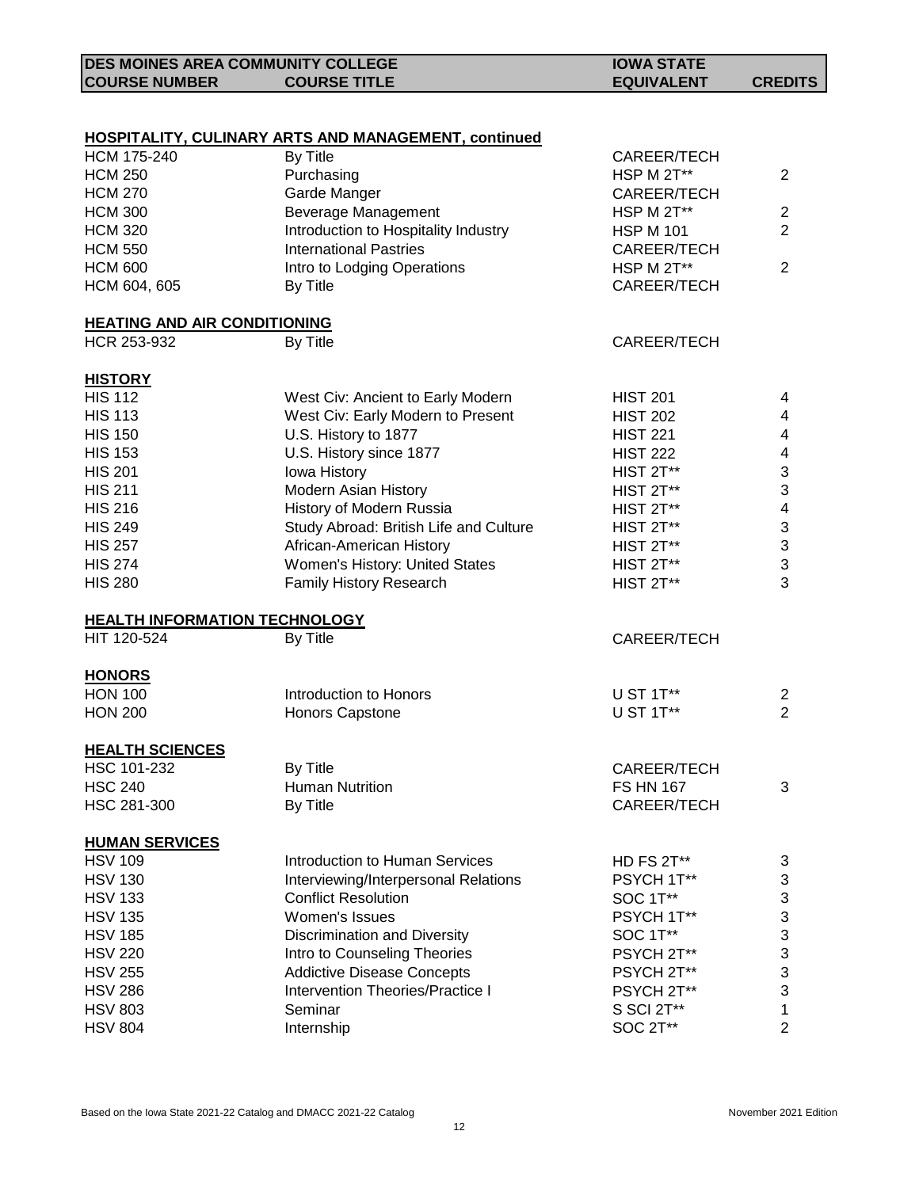| DES MOINES AREA COMMUNITY COLLEGE COURSE NUMBER | COURSE TITLE | IOWA STATE EQUIVALENT | CREDITS |
|---|---|---|---|
| **HOSPITALITY, CULINARY ARTS AND MANAGEMENT, continued** | | | |
| HCM 175-240 | By Title | CAREER/TECH | |
| HCM 250 | Purchasing | HSP M 2T** | 2 |
| HCM 270 | Garde Manger | CAREER/TECH | |
| HCM 300 | Beverage Management | HSP M 2T** | 2 |
| HCM 320 | Introduction to Hospitality Industry | HSP M 101 | 2 |
| HCM 550 | International Pastries | CAREER/TECH | |
| HCM 600 | Intro to Lodging Operations | HSP M 2T** | 2 |
| HCM 604, 605 | By Title | CAREER/TECH | |
| **HEATING AND AIR CONDITIONING** | | | |
| HCR 253-932 | By Title | CAREER/TECH | |
| **HISTORY** | | | |
| HIS 112 | West Civ: Ancient to Early Modern | HIST 201 | 4 |
| HIS 113 | West Civ: Early Modern to Present | HIST 202 | 4 |
| HIS 150 | U.S. History to 1877 | HIST 221 | 4 |
| HIS 153 | U.S. History since 1877 | HIST 222 | 4 |
| HIS 201 | Iowa History | HIST 2T** | 3 |
| HIS 211 | Modern Asian History | HIST 2T** | 3 |
| HIS 216 | History of Modern Russia | HIST 2T** | 4 |
| HIS 249 | Study Abroad: British Life and Culture | HIST 2T** | 3 |
| HIS 257 | African-American History | HIST 2T** | 3 |
| HIS 274 | Women's History: United States | HIST 2T** | 3 |
| HIS 280 | Family History Research | HIST 2T** | 3 |
| **HEALTH INFORMATION TECHNOLOGY** | | | |
| HIT 120-524 | By Title | CAREER/TECH | |
| **HONORS** | | | |
| HON 100 | Introduction to Honors | U ST 1T** | 2 |
| HON 200 | Honors Capstone | U ST 1T** | 2 |
| **HEALTH SCIENCES** | | | |
| HSC 101-232 | By Title | CAREER/TECH | |
| HSC 240 | Human Nutrition | FS HN 167 | 3 |
| HSC 281-300 | By Title | CAREER/TECH | |
| **HUMAN SERVICES** | | | |
| HSV 109 | Introduction to Human Services | HD FS 2T** | 3 |
| HSV 130 | Interviewing/Interpersonal Relations | PSYCH 1T** | 3 |
| HSV 133 | Conflict Resolution | SOC 1T** | 3 |
| HSV 135 | Women's Issues | PSYCH 1T** | 3 |
| HSV 185 | Discrimination and Diversity | SOC 1T** | 3 |
| HSV 220 | Intro to Counseling Theories | PSYCH 2T** | 3 |
| HSV 255 | Addictive Disease Concepts | PSYCH 2T** | 3 |
| HSV 286 | Intervention Theories/Practice I | PSYCH 2T** | 3 |
| HSV 803 | Seminar | S SCI 2T** | 1 |
| HSV 804 | Internship | SOC 2T** | 2 |

Based on the Iowa State 2021-22 Catalog and DMACC 2021-22 Catalog — November 2021 Edition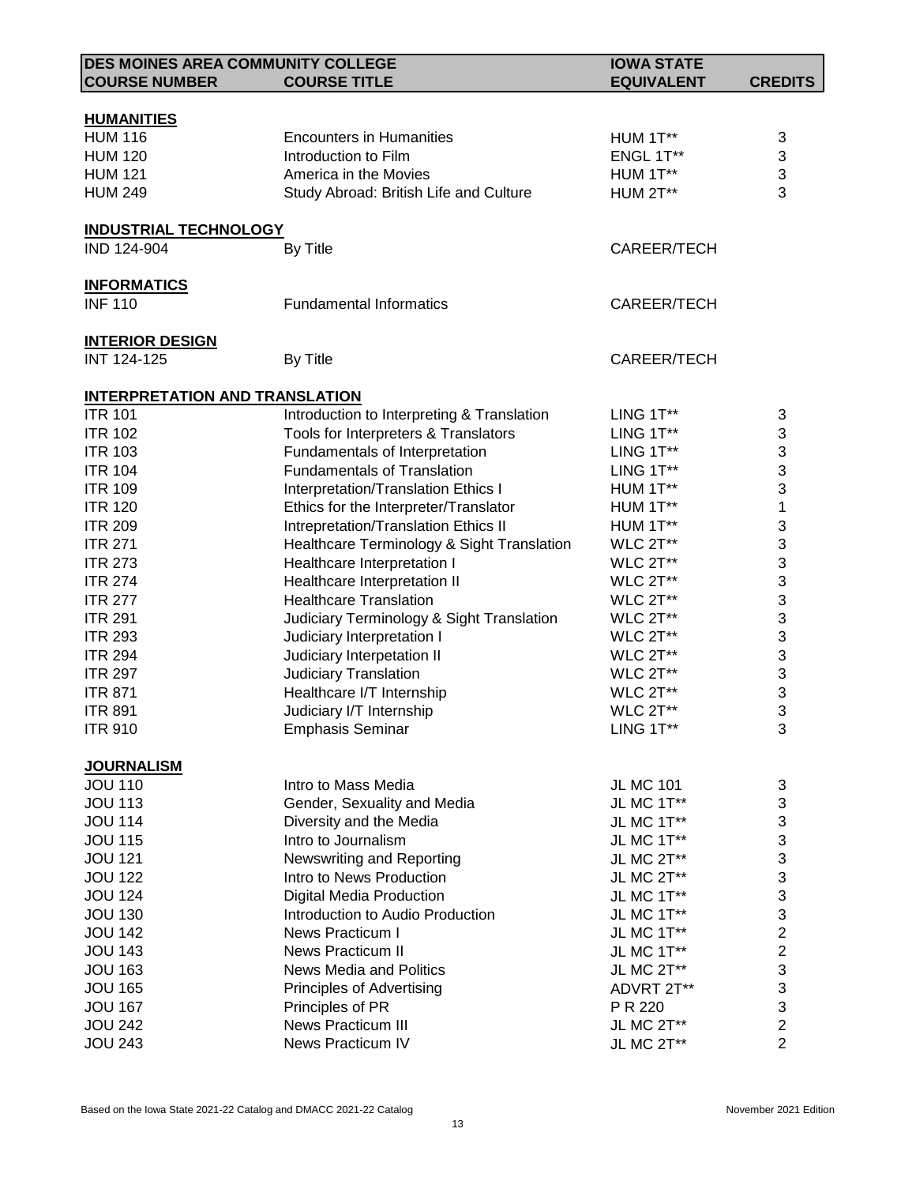| DES MOINES AREA COMMUNITY COLLEGE COURSE NUMBER | COURSE TITLE | IOWA STATE EQUIVALENT | CREDITS |
|---|---|---|---|
| **HUMANITIES** | | | |
| HUM 116 | Encounters in Humanities | HUM 1T** | 3 |
| HUM 120 | Introduction to Film | ENGL 1T** | 3 |
| HUM 121 | America in the Movies | HUM 1T** | 3 |
| HUM 249 | Study Abroad: British Life and Culture | HUM 2T** | 3 |
| **INDUSTRIAL TECHNOLOGY** | | | |
| IND 124-904 | By Title | CAREER/TECH | |
| **INFORMATICS** | | | |
| INF 110 | Fundamental Informatics | CAREER/TECH | |
| **INTERIOR DESIGN** | | | |
| INT 124-125 | By Title | CAREER/TECH | |
| **INTERPRETATION AND TRANSLATION** | | | |
| ITR 101 | Introduction to Interpreting & Translation | LING 1T** | 3 |
| ITR 102 | Tools for Interpreters & Translators | LING 1T** | 3 |
| ITR 103 | Fundamentals of Interpretation | LING 1T** | 3 |
| ITR 104 | Fundamentals of Translation | LING 1T** | 3 |
| ITR 109 | Interpretation/Translation Ethics I | HUM 1T** | 3 |
| ITR 120 | Ethics for the Interpreter/Translator | HUM 1T** | 1 |
| ITR 209 | Intrepretation/Translation Ethics II | HUM 1T** | 3 |
| ITR 271 | Healthcare Terminology & Sight Translation | WLC 2T** | 3 |
| ITR 273 | Healthcare Interpretation I | WLC 2T** | 3 |
| ITR 274 | Healthcare Interpretation II | WLC 2T** | 3 |
| ITR 277 | Healthcare Translation | WLC 2T** | 3 |
| ITR 291 | Judiciary Terminology & Sight Translation | WLC 2T** | 3 |
| ITR 293 | Judiciary Interpretation I | WLC 2T** | 3 |
| ITR 294 | Judiciary Interpetation II | WLC 2T** | 3 |
| ITR 297 | Judiciary Translation | WLC 2T** | 3 |
| ITR 871 | Healthcare I/T Internship | WLC 2T** | 3 |
| ITR 891 | Judiciary I/T Internship | WLC 2T** | 3 |
| ITR 910 | Emphasis Seminar | LING 1T** | 3 |
| **JOURNALISM** | | | |
| JOU 110 | Intro to Mass Media | JL MC 101 | 3 |
| JOU 113 | Gender, Sexuality and Media | JL MC 1T** | 3 |
| JOU 114 | Diversity and the Media | JL MC 1T** | 3 |
| JOU 115 | Intro to Journalism | JL MC 1T** | 3 |
| JOU 121 | Newswriting and Reporting | JL MC 2T** | 3 |
| JOU 122 | Intro to News Production | JL MC 2T** | 3 |
| JOU 124 | Digital Media Production | JL MC 1T** | 3 |
| JOU 130 | Introduction to Audio Production | JL MC 1T** | 3 |
| JOU 142 | News Practicum I | JL MC 1T** | 2 |
| JOU 143 | News Practicum II | JL MC 1T** | 2 |
| JOU 163 | News Media and Politics | JL MC 2T** | 3 |
| JOU 165 | Principles of Advertising | ADVRT 2T** | 3 |
| JOU 167 | Principles of PR | P R 220 | 3 |
| JOU 242 | News Practicum III | JL MC 2T** | 2 |
| JOU 243 | News Practicum IV | JL MC 2T** | 2 |

Based on the Iowa State 2021-22 Catalog and DMACC 2021-22 Catalog — November 2021 Edition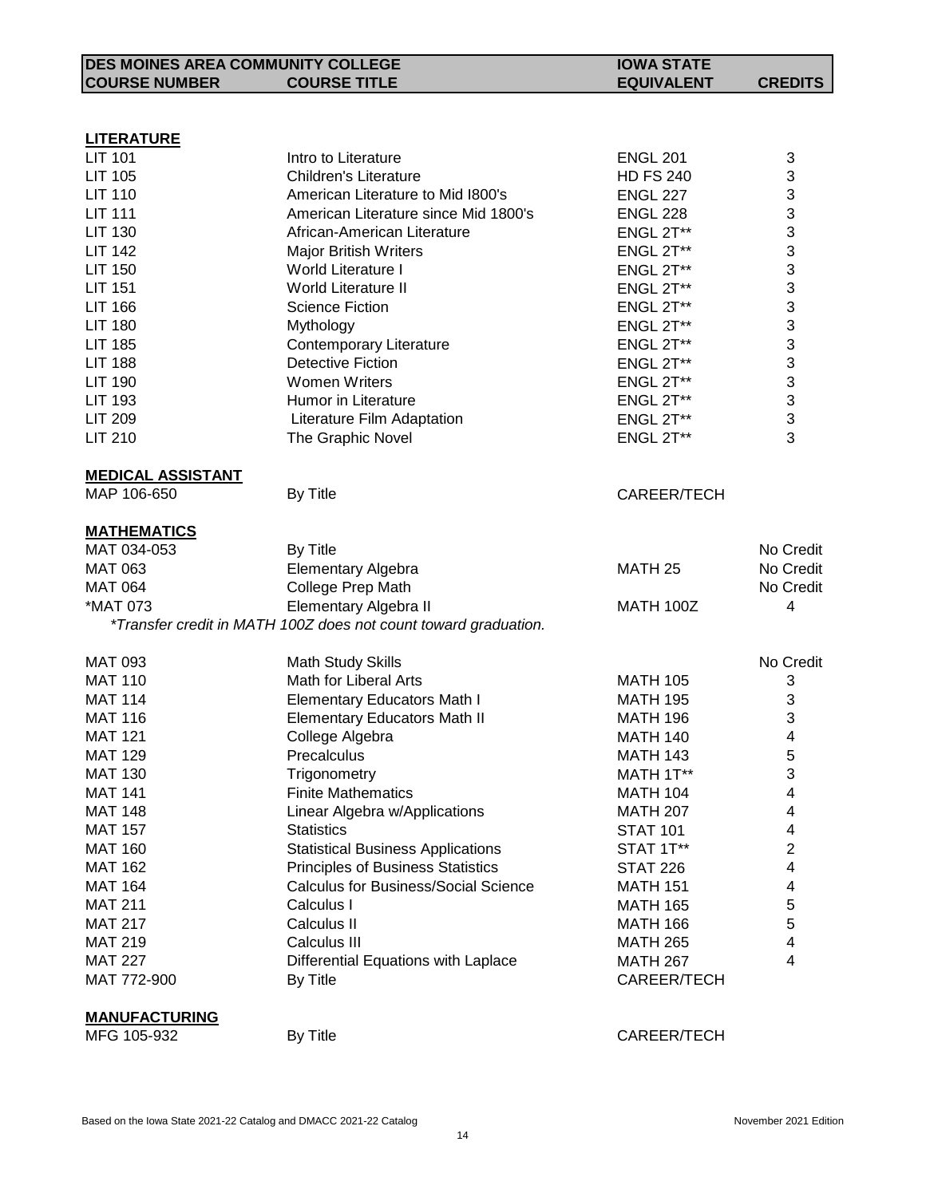| DES MOINES AREA COMMUNITY COLLEGE COURSE NUMBER | COURSE TITLE | IOWA STATE EQUIVALENT | CREDITS |
|---|---|---|---|
| **LITERATURE** | | | |
| LIT 101 | Intro to Literature | ENGL 201 | 3 |
| LIT 105 | Children's Literature | HD FS 240 | 3 |
| LIT 110 | American Literature to Mid I800's | ENGL 227 | 3 |
| LIT 111 | American Literature since Mid 1800's | ENGL 228 | 3 |
| LIT 130 | African-American Literature | ENGL 2T** | 3 |
| LIT 142 | Major British Writers | ENGL 2T** | 3 |
| LIT 150 | World Literature I | ENGL 2T** | 3 |
| LIT 151 | World Literature II | ENGL 2T** | 3 |
| LIT 166 | Science Fiction | ENGL 2T** | 3 |
| LIT 180 | Mythology | ENGL 2T** | 3 |
| LIT 185 | Contemporary Literature | ENGL 2T** | 3 |
| LIT 188 | Detective Fiction | ENGL 2T** | 3 |
| LIT 190 | Women Writers | ENGL 2T** | 3 |
| LIT 193 | Humor in Literature | ENGL 2T** | 3 |
| LIT 209 | Literature Film Adaptation | ENGL 2T** | 3 |
| LIT 210 | The Graphic Novel | ENGL 2T** | 3 |
| **MEDICAL ASSISTANT** | | | |
| MAP 106-650 | By Title | CAREER/TECH | |
| **MATHEMATICS** | | | |
| MAT 034-053 | By Title | | No Credit |
| MAT 063 | Elementary Algebra | MATH 25 | No Credit |
| MAT 064 | College Prep Math | | No Credit |
| *MAT 073 | Elementary Algebra II | MATH 100Z | 4 |
| | *Transfer credit in MATH 100Z does not count toward graduation.* | | |
| MAT 093 | Math Study Skills | | No Credit |
| MAT 110 | Math for Liberal Arts | MATH 105 | 3 |
| MAT 114 | Elementary Educators Math I | MATH 195 | 3 |
| MAT 116 | Elementary Educators Math II | MATH 196 | 3 |
| MAT 121 | College Algebra | MATH 140 | 4 |
| MAT 129 | Precalculus | MATH 143 | 5 |
| MAT 130 | Trigonometry | MATH 1T** | 3 |
| MAT 141 | Finite Mathematics | MATH 104 | 4 |
| MAT 148 | Linear Algebra w/Applications | MATH 207 | 4 |
| MAT 157 | Statistics | STAT 101 | 4 |
| MAT 160 | Statistical Business Applications | STAT 1T** | 2 |
| MAT 162 | Principles of Business Statistics | STAT 226 | 4 |
| MAT 164 | Calculus for Business/Social Science | MATH 151 | 4 |
| MAT 211 | Calculus I | MATH 165 | 5 |
| MAT 217 | Calculus II | MATH 166 | 5 |
| MAT 219 | Calculus III | MATH 265 | 4 |
| MAT 227 | Differential Equations with Laplace | MATH 267 | 4 |
| MAT 772-900 | By Title | CAREER/TECH | |
| **MANUFACTURING** | | | |
| MFG 105-932 | By Title | CAREER/TECH | |

Based on the Iowa State 2021-22 Catalog and DMACC 2021-22 Catalog — November 2021 Edition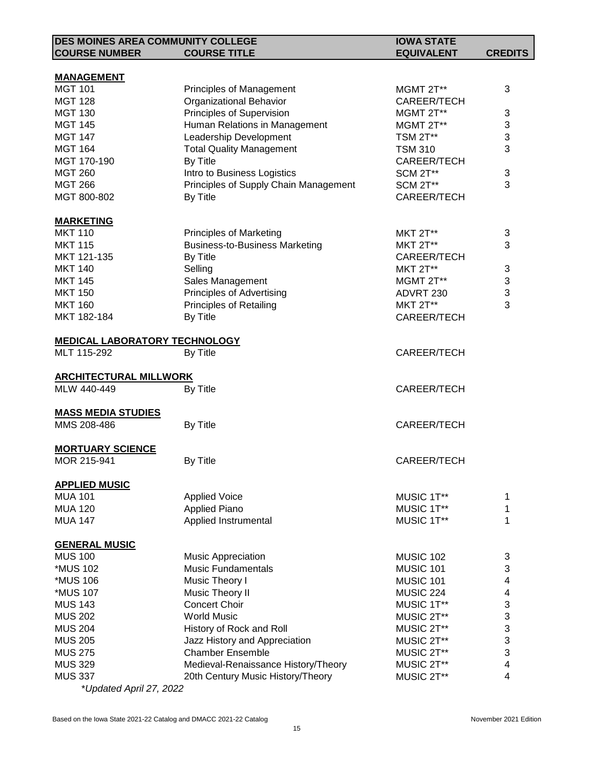| DES MOINES AREA COMMUNITY COLLEGE COURSE NUMBER | COURSE TITLE | IOWA STATE EQUIVALENT | CREDITS |
|---|---|---|---|
| **MANAGEMENT** | | | |
| MGT 101 | Principles of Management | MGMT 2T** | 3 |
| MGT 128 | Organizational Behavior | CAREER/TECH | |
| MGT 130 | Principles of Supervision | MGMT 2T** | 3 |
| MGT 145 | Human Relations in Management | MGMT 2T** | 3 |
| MGT 147 | Leadership Development | TSM 2T** | 3 |
| MGT 164 | Total Quality Management | TSM 310 | 3 |
| MGT 170-190 | By Title | CAREER/TECH | |
| MGT 260 | Intro to Business Logistics | SCM 2T** | 3 |
| MGT 266 | Principles of Supply Chain Management | SCM 2T** | 3 |
| MGT 800-802 | By Title | CAREER/TECH | |
| **MARKETING** | | | |
| MKT 110 | Principles of Marketing | MKT 2T** | 3 |
| MKT 115 | Business-to-Business Marketing | MKT 2T** | 3 |
| MKT 121-135 | By Title | CAREER/TECH | |
| MKT 140 | Selling | MKT 2T** | 3 |
| MKT 145 | Sales Management | MGMT 2T** | 3 |
| MKT 150 | Principles of Advertising | ADVRT 230 | 3 |
| MKT 160 | Principles of Retailing | MKT 2T** | 3 |
| MKT 182-184 | By Title | CAREER/TECH | |
| **MEDICAL LABORATORY TECHNOLOGY** | | | |
| MLT 115-292 | By Title | CAREER/TECH | |
| **ARCHITECTURAL MILLWORK** | | | |
| MLW 440-449 | By Title | CAREER/TECH | |
| **MASS MEDIA STUDIES** | | | |
| MMS 208-486 | By Title | CAREER/TECH | |
| **MORTUARY SCIENCE** | | | |
| MOR 215-941 | By Title | CAREER/TECH | |
| **APPLIED MUSIC** | | | |
| MUA 101 | Applied Voice | MUSIC 1T** | 1 |
| MUA 120 | Applied Piano | MUSIC 1T** | 1 |
| MUA 147 | Applied Instrumental | MUSIC 1T** | 1 |
| **GENERAL MUSIC** | | | |
| MUS 100 | Music Appreciation | MUSIC 102 | 3 |
| *MUS 102 | Music Fundamentals | MUSIC 101 | 3 |
| *MUS 106 | Music Theory I | MUSIC 101 | 4 |
| *MUS 107 | Music Theory II | MUSIC 224 | 4 |
| MUS 143 | Concert Choir | MUSIC 1T** | 3 |
| MUS 202 | World Music | MUSIC 2T** | 3 |
| MUS 204 | History of Rock and Roll | MUSIC 2T** | 3 |
| MUS 205 | Jazz History and Appreciation | MUSIC 2T** | 3 |
| MUS 275 | Chamber Ensemble | MUSIC 2T** | 3 |
| MUS 329 | Medieval-Renaissance History/Theory | MUSIC 2T** | 4 |
| MUS 337 | 20th Century Music History/Theory | MUSIC 2T** | 4 |

*\*Updated April 27, 2022*

Based on the Iowa State 2021-22 Catalog and DMACC 2021-22 Catalog — November 2021 Edition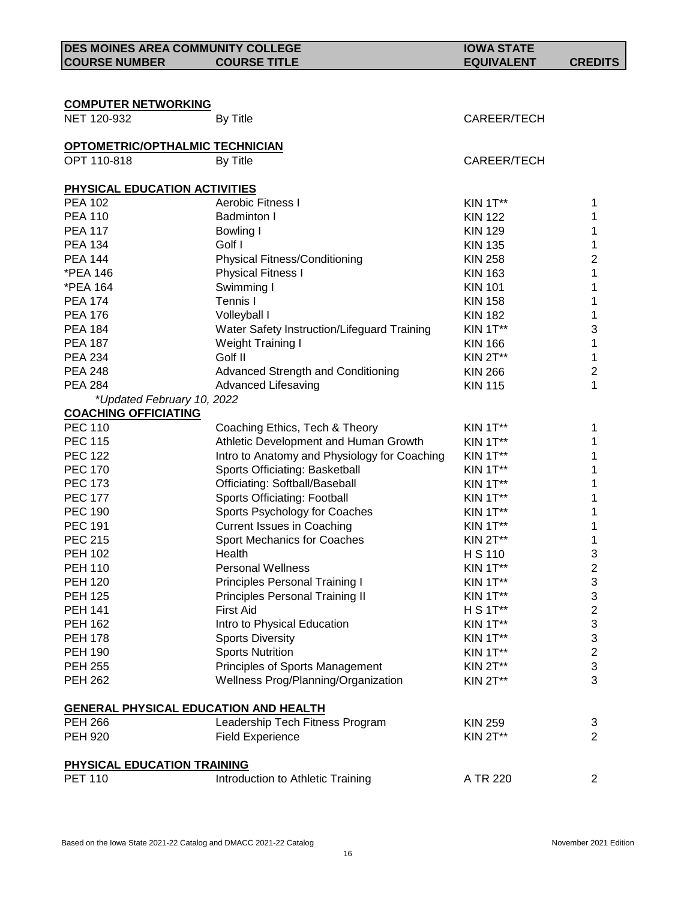| DES MOINES AREA COMMUNITY COLLEGE COURSE NUMBER | COURSE TITLE | IOWA STATE EQUIVALENT | CREDITS |
|---|---|---|---|
| **COMPUTER NETWORKING** | | | |
| NET 120-932 | By Title | CAREER/TECH | |
| **OPTOMETRIC/OPTHALMIC TECHNICIAN** | | | |
| OPT 110-818 | By Title | CAREER/TECH | |
| **PHYSICAL EDUCATION ACTIVITIES** | | | |
| PEA 102 | Aerobic Fitness I | KIN 1T** | 1 |
| PEA 110 | Badminton I | KIN 122 | 1 |
| PEA 117 | Bowling I | KIN 129 | 1 |
| PEA 134 | Golf I | KIN 135 | 1 |
| PEA 144 | Physical Fitness/Conditioning | KIN 258 | 2 |
| *PEA 146 | Physical Fitness I | KIN 163 | 1 |
| *PEA 164 | Swimming I | KIN 101 | 1 |
| PEA 174 | Tennis I | KIN 158 | 1 |
| PEA 176 | Volleyball I | KIN 182 | 1 |
| PEA 184 | Water Safety Instruction/Lifeguard Training | KIN 1T** | 3 |
| PEA 187 | Weight Training I | KIN 166 | 1 |
| PEA 234 | Golf II | KIN 2T** | 1 |
| PEA 248 | Advanced Strength and Conditioning | KIN 266 | 2 |
| PEA 284 | Advanced Lifesaving | KIN 115 | 1 |
| *Updated February 10, 2022* | | | |
| **COACHING OFFICIATING** | | | |
| PEC 110 | Coaching Ethics, Tech & Theory | KIN 1T** | 1 |
| PEC 115 | Athletic Development and Human Growth | KIN 1T** | 1 |
| PEC 122 | Intro to Anatomy and Physiology for Coaching | KIN 1T** | 1 |
| PEC 170 | Sports Officiating: Basketball | KIN 1T** | 1 |
| PEC 173 | Officiating: Softball/Baseball | KIN 1T** | 1 |
| PEC 177 | Sports Officiating: Football | KIN 1T** | 1 |
| PEC 190 | Sports Psychology for Coaches | KIN 1T** | 1 |
| PEC 191 | Current Issues in Coaching | KIN 1T** | 1 |
| PEC 215 | Sport Mechanics for Coaches | KIN 2T** | 1 |
| PEH 102 | Health | H S 110 | 3 |
| PEH 110 | Personal Wellness | KIN 1T** | 2 |
| PEH 120 | Principles Personal Training I | KIN 1T** | 3 |
| PEH 125 | Principles Personal Training II | KIN 1T** | 3 |
| PEH 141 | First Aid | H S 1T** | 2 |
| PEH 162 | Intro to Physical Education | KIN 1T** | 3 |
| PEH 178 | Sports Diversity | KIN 1T** | 3 |
| PEH 190 | Sports Nutrition | KIN 1T** | 2 |
| PEH 255 | Principles of Sports Management | KIN 2T** | 3 |
| PEH 262 | Wellness Prog/Planning/Organization | KIN 2T** | 3 |
| **GENERAL PHYSICAL EDUCATION AND HEALTH** | | | |
| PEH 266 | Leadership Tech Fitness Program | KIN 259 | 3 |
| PEH 920 | Field Experience | KIN 2T** | 2 |
| **PHYSICAL EDUCATION TRAINING** | | | |
| PET 110 | Introduction to Athletic Training | A TR 220 | 2 |

Based on the Iowa State 2021-22 Catalog and DMACC 2021-22 Catalog — November 2021 Edition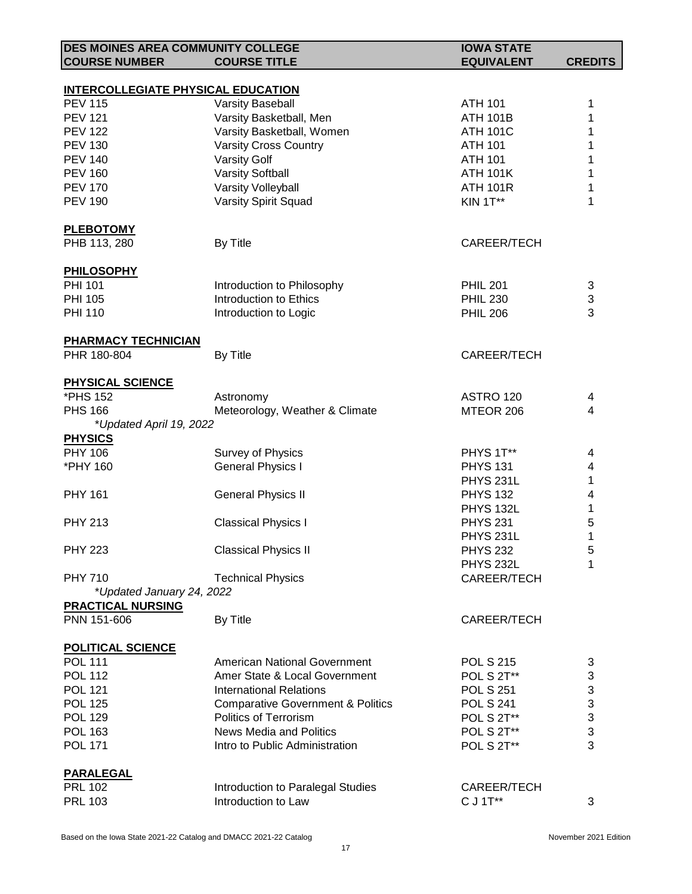| DES MOINES AREA COMMUNITY COLLEGE COURSE NUMBER | COURSE TITLE | IOWA STATE EQUIVALENT | CREDITS |
|---|---|---|---|
| **INTERCOLLEGIATE PHYSICAL EDUCATION** | | | |
| PEV 115 | Varsity Baseball | ATH 101 | 1 |
| PEV 121 | Varsity Basketball, Men | ATH 101B | 1 |
| PEV 122 | Varsity Basketball, Women | ATH 101C | 1 |
| PEV 130 | Varsity Cross Country | ATH 101 | 1 |
| PEV 140 | Varsity Golf | ATH 101 | 1 |
| PEV 160 | Varsity Softball | ATH 101K | 1 |
| PEV 170 | Varsity Volleyball | ATH 101R | 1 |
| PEV 190 | Varsity Spirit Squad | KIN 1T** | 1 |
| **PLEBOTOMY** | | | |
| PHB 113, 280 | By Title | CAREER/TECH | |
| **PHILOSOPHY** | | | |
| PHI 101 | Introduction to Philosophy | PHIL 201 | 3 |
| PHI 105 | Introduction to Ethics | PHIL 230 | 3 |
| PHI 110 | Introduction to Logic | PHIL 206 | 3 |
| **PHARMACY TECHNICIAN** | | | |
| PHR 180-804 | By Title | CAREER/TECH | |
| **PHYSICAL SCIENCE** | | | |
| *PHS 152 | Astronomy | ASTRO 120 | 4 |
| PHS 166 | Meteorology, Weather & Climate | MTEOR 206 | 4 |
| *Updated April 19, 2022* | | | |
| **PHYSICS** | | | |
| PHY 106 | Survey of Physics | PHYS 1T** | 4 |
| *PHY 160 | General Physics I | PHYS 131 | 4 |
| | | PHYS 231L | 1 |
| PHY 161 | General Physics II | PHYS 132 | 4 |
| | | PHYS 132L | 1 |
| PHY 213 | Classical Physics I | PHYS 231 | 5 |
| | | PHYS 231L | 1 |
| PHY 223 | Classical Physics II | PHYS 232 | 5 |
| | | PHYS 232L | 1 |
| PHY 710 | Technical Physics | CAREER/TECH | |
| *Updated January 24, 2022* | | | |
| **PRACTICAL NURSING** | | | |
| PNN 151-606 | By Title | CAREER/TECH | |
| **POLITICAL SCIENCE** | | | |
| POL 111 | American National Government | POL S 215 | 3 |
| POL 112 | Amer State & Local Government | POL S 2T** | 3 |
| POL 121 | International Relations | POL S 251 | 3 |
| POL 125 | Comparative Government & Politics | POL S 241 | 3 |
| POL 129 | Politics of Terrorism | POL S 2T** | 3 |
| POL 163 | News Media and Politics | POL S 2T** | 3 |
| POL 171 | Intro to Public Administration | POL S 2T** | 3 |
| **PARALEGAL** | | | |
| PRL 102 | Introduction to Paralegal Studies | CAREER/TECH | |
| PRL 103 | Introduction to Law | C J 1T** | 3 |

Based on the Iowa State 2021-22 Catalog and DMACC 2021-22 Catalog — November 2021 Edition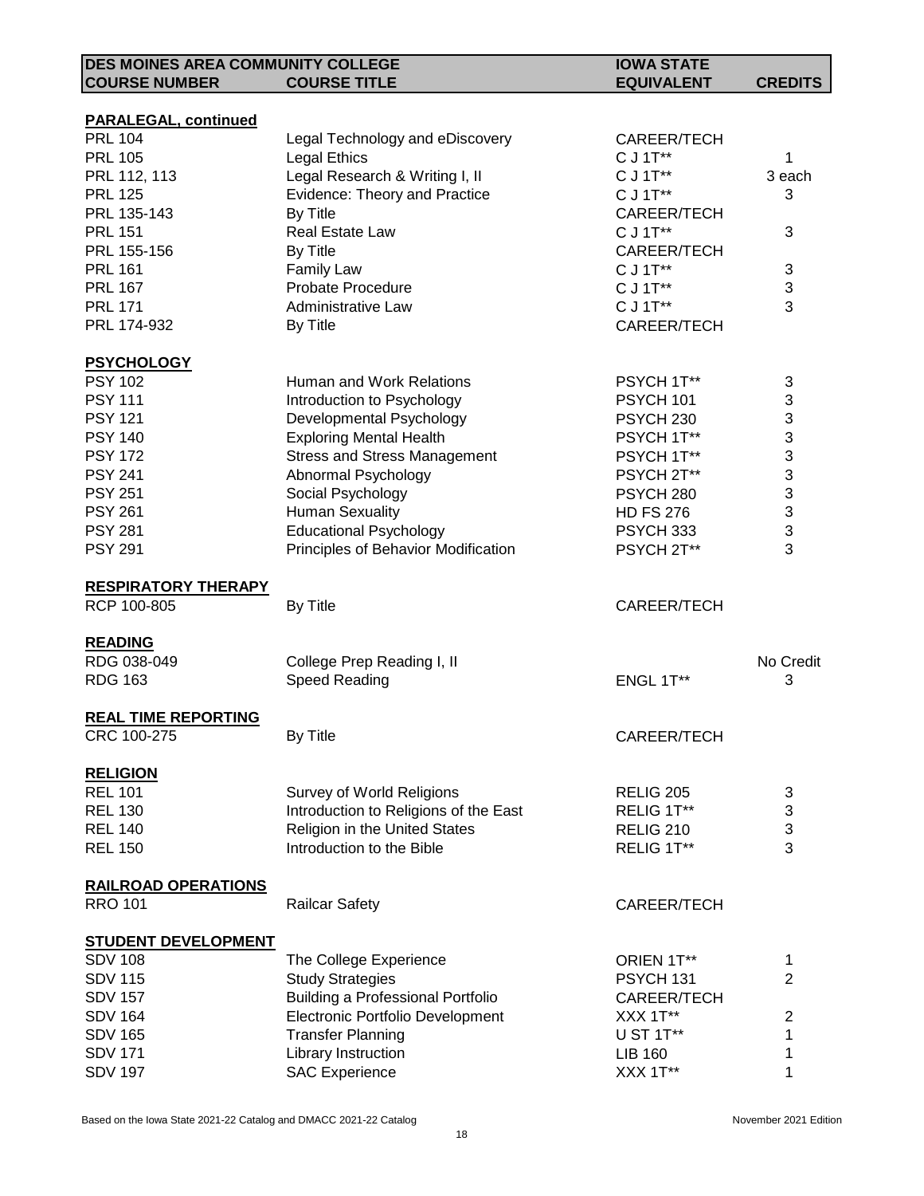| DES MOINES AREA COMMUNITY COLLEGE COURSE NUMBER | COURSE TITLE | IOWA STATE EQUIVALENT | CREDITS |
|---|---|---|---|
| **PARALEGAL, continued** | | | |
| PRL 104 | Legal Technology and eDiscovery | CAREER/TECH | |
| PRL 105 | Legal Ethics | C J 1T** | 1 |
| PRL 112, 113 | Legal Research & Writing I, II | C J 1T** | 3 each |
| PRL 125 | Evidence: Theory and Practice | C J 1T** | 3 |
| PRL 135-143 | By Title | CAREER/TECH | |
| PRL 151 | Real Estate Law | C J 1T** | 3 |
| PRL 155-156 | By Title | CAREER/TECH | |
| PRL 161 | Family Law | C J 1T** | 3 |
| PRL 167 | Probate Procedure | C J 1T** | 3 |
| PRL 171 | Administrative Law | C J 1T** | 3 |
| PRL 174-932 | By Title | CAREER/TECH | |
| **PSYCHOLOGY** | | | |
| PSY 102 | Human and Work Relations | PSYCH 1T** | 3 |
| PSY 111 | Introduction to Psychology | PSYCH 101 | 3 |
| PSY 121 | Developmental Psychology | PSYCH 230 | 3 |
| PSY 140 | Exploring Mental Health | PSYCH 1T** | 3 |
| PSY 172 | Stress and Stress Management | PSYCH 1T** | 3 |
| PSY 241 | Abnormal Psychology | PSYCH 2T** | 3 |
| PSY 251 | Social Psychology | PSYCH 280 | 3 |
| PSY 261 | Human Sexuality | HD FS 276 | 3 |
| PSY 281 | Educational Psychology | PSYCH 333 | 3 |
| PSY 291 | Principles of Behavior Modification | PSYCH 2T** | 3 |
| **RESPIRATORY THERAPY** | | | |
| RCP 100-805 | By Title | CAREER/TECH | |
| **READING** | | | |
| RDG 038-049 | College Prep Reading I, II | | No Credit |
| RDG 163 | Speed Reading | ENGL 1T** | 3 |
| **REAL TIME REPORTING** | | | |
| CRC 100-275 | By Title | CAREER/TECH | |
| **RELIGION** | | | |
| REL 101 | Survey of World Religions | RELIG 205 | 3 |
| REL 130 | Introduction to Religions of the East | RELIG 1T** | 3 |
| REL 140 | Religion in the United States | RELIG 210 | 3 |
| REL 150 | Introduction to the Bible | RELIG 1T** | 3 |
| **RAILROAD OPERATIONS** | | | |
| RRO 101 | Railcar Safety | CAREER/TECH | |
| **STUDENT DEVELOPMENT** | | | |
| SDV 108 | The College Experience | ORIEN 1T** | 1 |
| SDV 115 | Study Strategies | PSYCH 131 | 2 |
| SDV 157 | Building a Professional Portfolio | CAREER/TECH | |
| SDV 164 | Electronic Portfolio Development | XXX 1T** | 2 |
| SDV 165 | Transfer Planning | U ST 1T** | 1 |
| SDV 171 | Library Instruction | LIB 160 | 1 |
| SDV 197 | SAC Experience | XXX 1T** | 1 |

Based on the Iowa State 2021-22 Catalog and DMACC 2021-22 Catalog — November 2021 Edition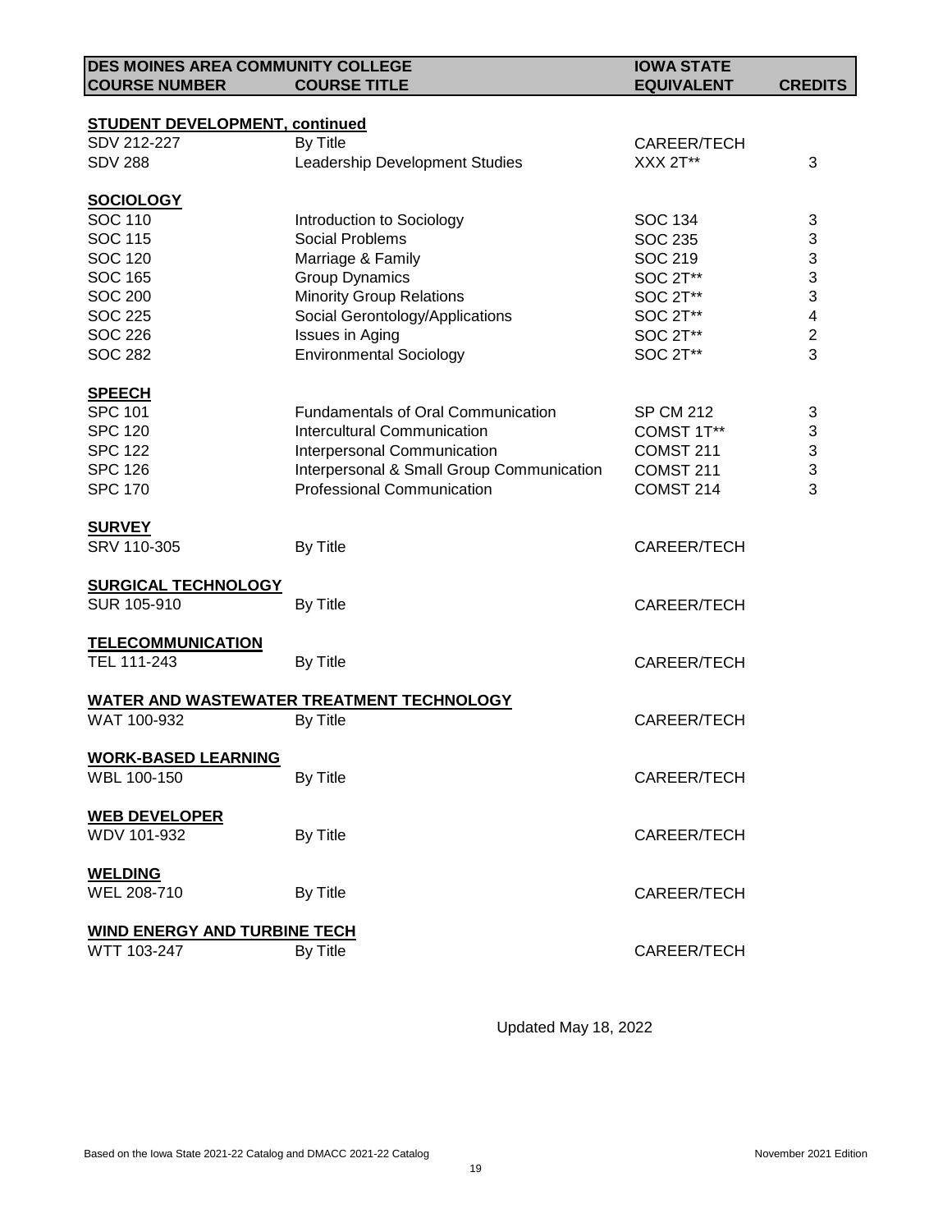| DES MOINES AREA COMMUNITY COLLEGE COURSE NUMBER | COURSE TITLE | IOWA STATE EQUIVALENT | CREDITS |
|---|---|---|---|
| **STUDENT DEVELOPMENT, continued** | | | |
| SDV 212-227 | By Title | CAREER/TECH | |
| SDV 288 | Leadership Development Studies | XXX 2T** | 3 |
| **SOCIOLOGY** | | | |
| SOC 110 | Introduction to Sociology | SOC 134 | 3 |
| SOC 115 | Social Problems | SOC 235 | 3 |
| SOC 120 | Marriage & Family | SOC 219 | 3 |
| SOC 165 | Group Dynamics | SOC 2T** | 3 |
| SOC 200 | Minority Group Relations | SOC 2T** | 3 |
| SOC 225 | Social Gerontology/Applications | SOC 2T** | 4 |
| SOC 226 | Issues in Aging | SOC 2T** | 2 |
| SOC 282 | Environmental Sociology | SOC 2T** | 3 |
| **SPEECH** | | | |
| SPC 101 | Fundamentals of Oral Communication | SP CM 212 | 3 |
| SPC 120 | Intercultural Communication | COMST 1T** | 3 |
| SPC 122 | Interpersonal Communication | COMST 211 | 3 |
| SPC 126 | Interpersonal & Small Group Communication | COMST 211 | 3 |
| SPC 170 | Professional Communication | COMST 214 | 3 |
| **SURVEY** | | | |
| SRV 110-305 | By Title | CAREER/TECH | |
| **SURGICAL TECHNOLOGY** | | | |
| SUR 105-910 | By Title | CAREER/TECH | |
| **TELECOMMUNICATION** | | | |
| TEL 111-243 | By Title | CAREER/TECH | |
| **WATER AND WASTEWATER TREATMENT TECHNOLOGY** | | | |
| WAT 100-932 | By Title | CAREER/TECH | |
| **WORK-BASED LEARNING** | | | |
| WBL 100-150 | By Title | CAREER/TECH | |
| **WEB DEVELOPER** | | | |
| WDV 101-932 | By Title | CAREER/TECH | |
| **WELDING** | | | |
| WEL 208-710 | By Title | CAREER/TECH | |
| **WIND ENERGY AND TURBINE TECH** | | | |
| WTT 103-247 | By Title | CAREER/TECH | |

Updated May 18, 2022

Based on the Iowa State 2021-22 Catalog and DMACC 2021-22 Catalog

November 2021 Edition